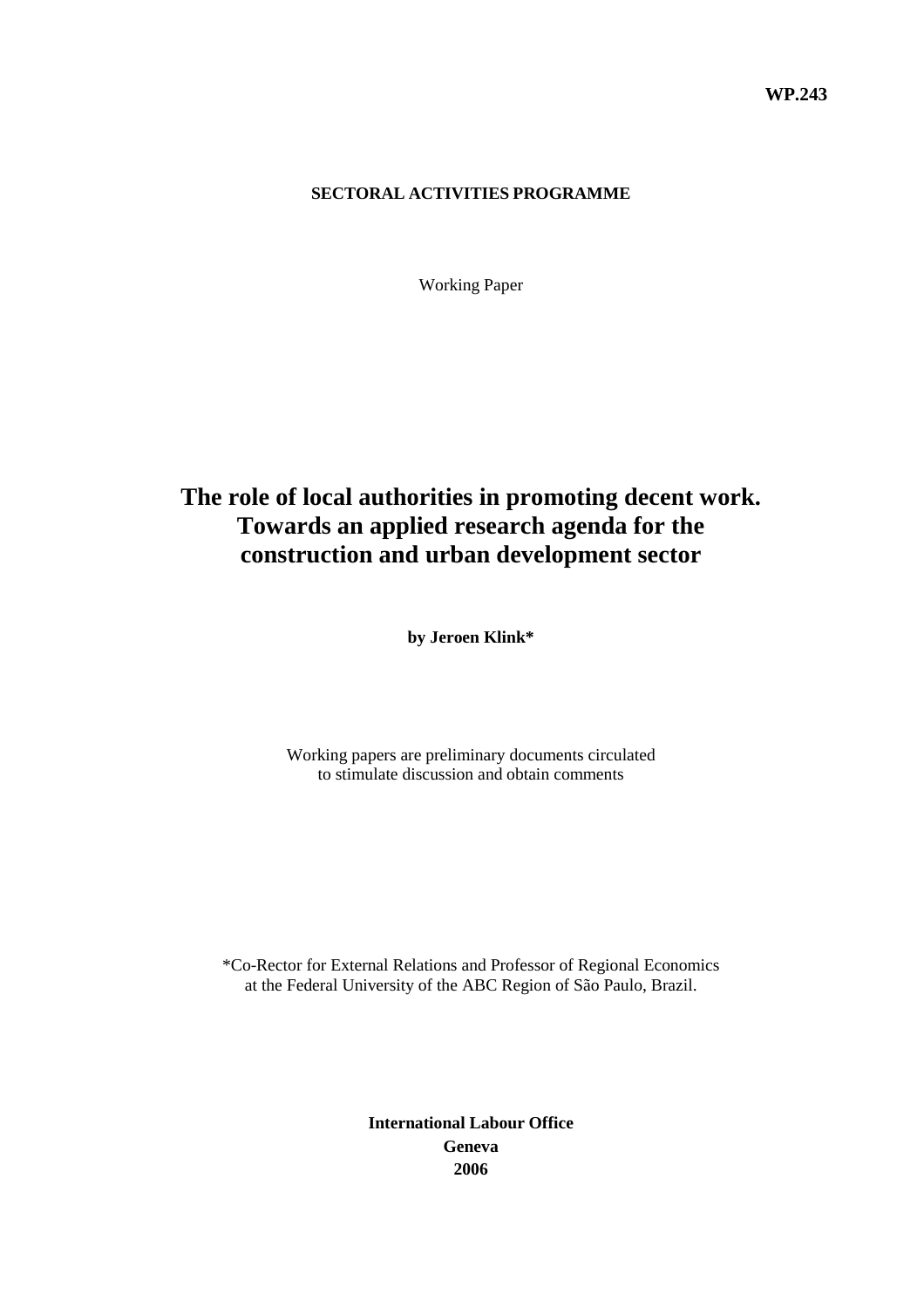**WP.243**

**SECTORAL ACTIVITIES PROGRAMME**

Working Paper

# The role of local authorities in promoting decent work. Towards an applied research agenda for the construction and urban development sector

**by Jeroen Klink***

Working papers are preliminary documents circulated to stimulate discussion and obtain comments

*Co-Rector for External Relations and Professor of Regional Economics at the Federal University of the ABC Region of São Paulo, Brazil.

**International Labour Office**
**Geneva**
**2006**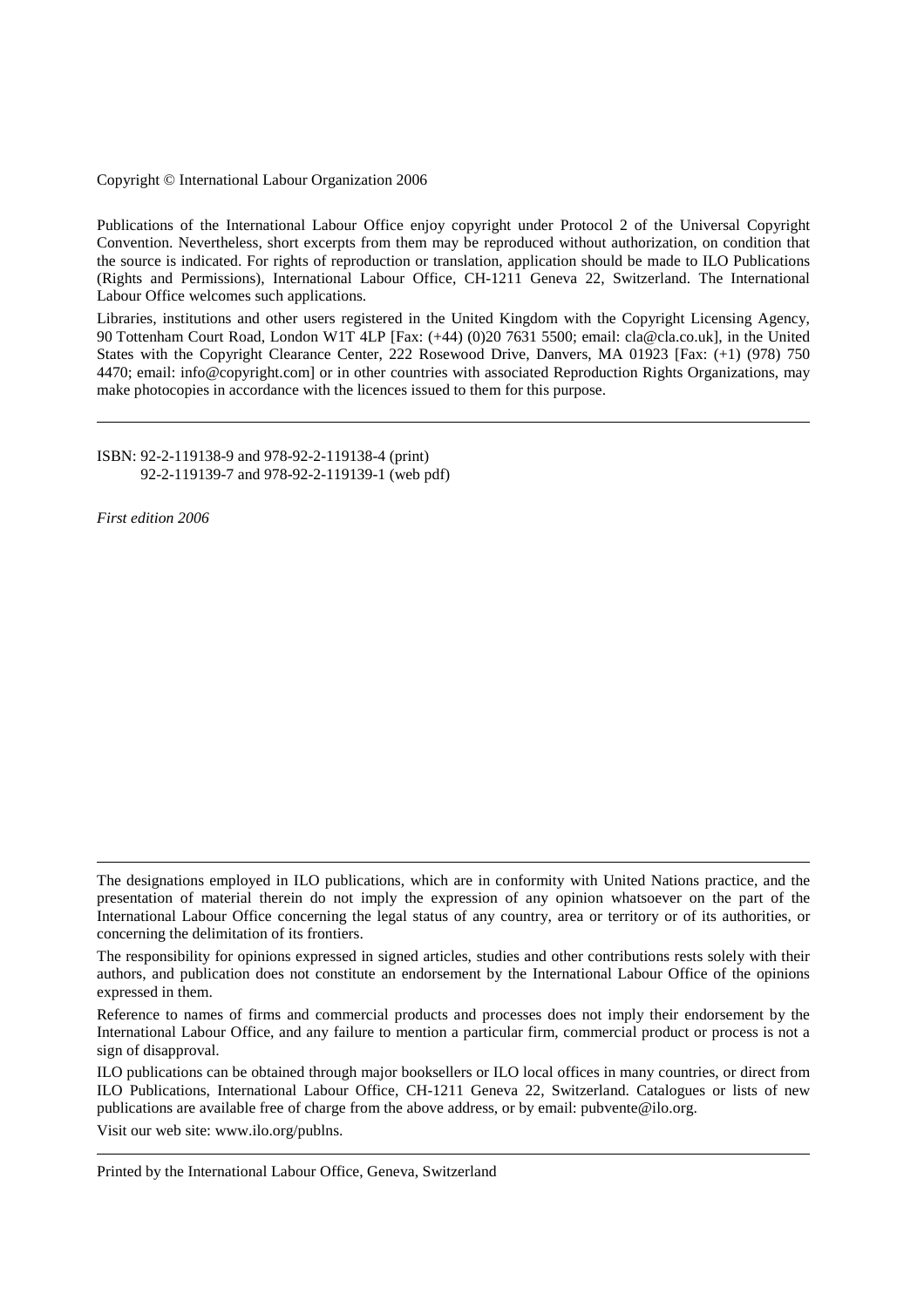Copyright © International Labour Organization 2006

Publications of the International Labour Office enjoy copyright under Protocol 2 of the Universal Copyright Convention. Nevertheless, short excerpts from them may be reproduced without authorization, on condition that the source is indicated. For rights of reproduction or translation, application should be made to ILO Publications (Rights and Permissions), International Labour Office, CH-1211 Geneva 22, Switzerland. The International Labour Office welcomes such applications.

Libraries, institutions and other users registered in the United Kingdom with the Copyright Licensing Agency, 90 Tottenham Court Road, London W1T 4LP [Fax: (+44) (0)20 7631 5500; email: cla@cla.co.uk], in the United States with the Copyright Clearance Center, 222 Rosewood Drive, Danvers, MA 01923 [Fax: (+1) (978) 750 4470; email: info@copyright.com] or in other countries with associated Reproduction Rights Organizations, may make photocopies in accordance with the licences issued to them for this purpose.

---

ISBN: 92-2-119138-9 and 978-92-2-119138-4 (print)
92-2-119139-7 and 978-92-2-119139-1 (web pdf)

*First edition 2006*

---

The designations employed in ILO publications, which are in conformity with United Nations practice, and the presentation of material therein do not imply the expression of any opinion whatsoever on the part of the International Labour Office concerning the legal status of any country, area or territory or of its authorities, or concerning the delimitation of its frontiers.

The responsibility for opinions expressed in signed articles, studies and other contributions rests solely with their authors, and publication does not constitute an endorsement by the International Labour Office of the opinions expressed in them.

Reference to names of firms and commercial products and processes does not imply their endorsement by the International Labour Office, and any failure to mention a particular firm, commercial product or process is not a sign of disapproval.

ILO publications can be obtained through major booksellers or ILO local offices in many countries, or direct from ILO Publications, International Labour Office, CH-1211 Geneva 22, Switzerland. Catalogues or lists of new publications are available free of charge from the above address, or by email: pubvente@ilo.org.

Visit our web site: www.ilo.org/publns.

---

Printed by the International Labour Office, Geneva, Switzerland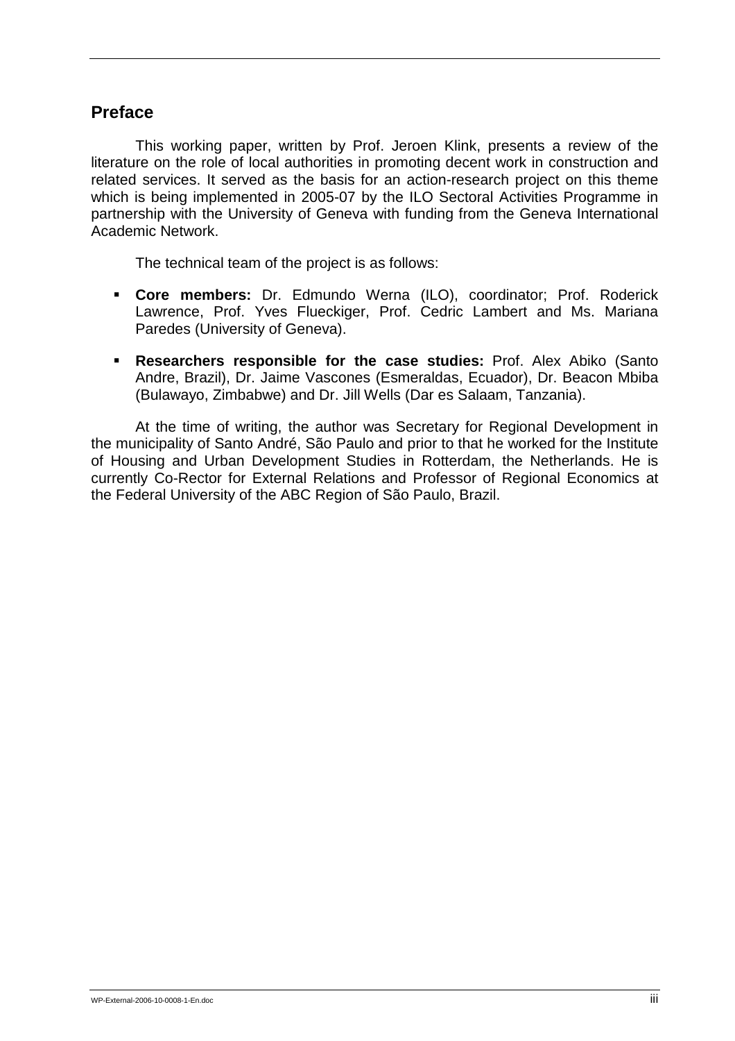## Preface

This working paper, written by Prof. Jeroen Klink, presents a review of the literature on the role of local authorities in promoting decent work in construction and related services. It served as the basis for an action-research project on this theme which is being implemented in 2005-07 by the ILO Sectoral Activities Programme in partnership with the University of Geneva with funding from the Geneva International Academic Network.

The technical team of the project is as follows:

- **Core members:** Dr. Edmundo Werna (ILO), coordinator; Prof. Roderick Lawrence, Prof. Yves Flueckiger, Prof. Cedric Lambert and Ms. Mariana Paredes (University of Geneva).
- **Researchers responsible for the case studies:** Prof. Alex Abiko (Santo Andre, Brazil), Dr. Jaime Vascones (Esmeraldas, Ecuador), Dr. Beacon Mbiba (Bulawayo, Zimbabwe) and Dr. Jill Wells (Dar es Salaam, Tanzania).

At the time of writing, the author was Secretary for Regional Development in the municipality of Santo André, São Paulo and prior to that he worked for the Institute of Housing and Urban Development Studies in Rotterdam, the Netherlands. He is currently Co-Rector for External Relations and Professor of Regional Economics at the Federal University of the ABC Region of São Paulo, Brazil.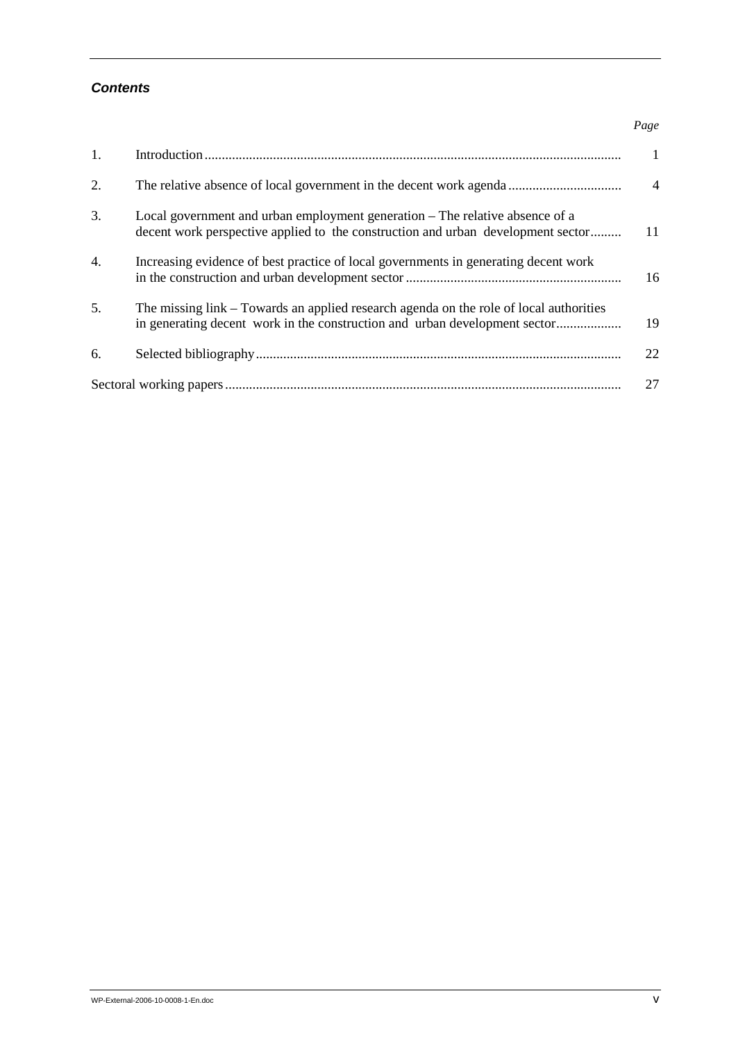***Contents***

| | | *Page* |
|---|---|---|
| 1. | Introduction | 1 |
| 2. | The relative absence of local government in the decent work agenda | 4 |
| 3. | Local government and urban employment generation – The relative absence of a decent work perspective applied to the construction and urban development sector | 11 |
| 4. | Increasing evidence of best practice of local governments in generating decent work in the construction and urban development sector | 16 |
| 5. | The missing link – Towards an applied research agenda on the role of local authorities in generating decent work in the construction and urban development sector | 19 |
| 6. | Selected bibliography | 22 |
| Sectoral working papers | | 27 |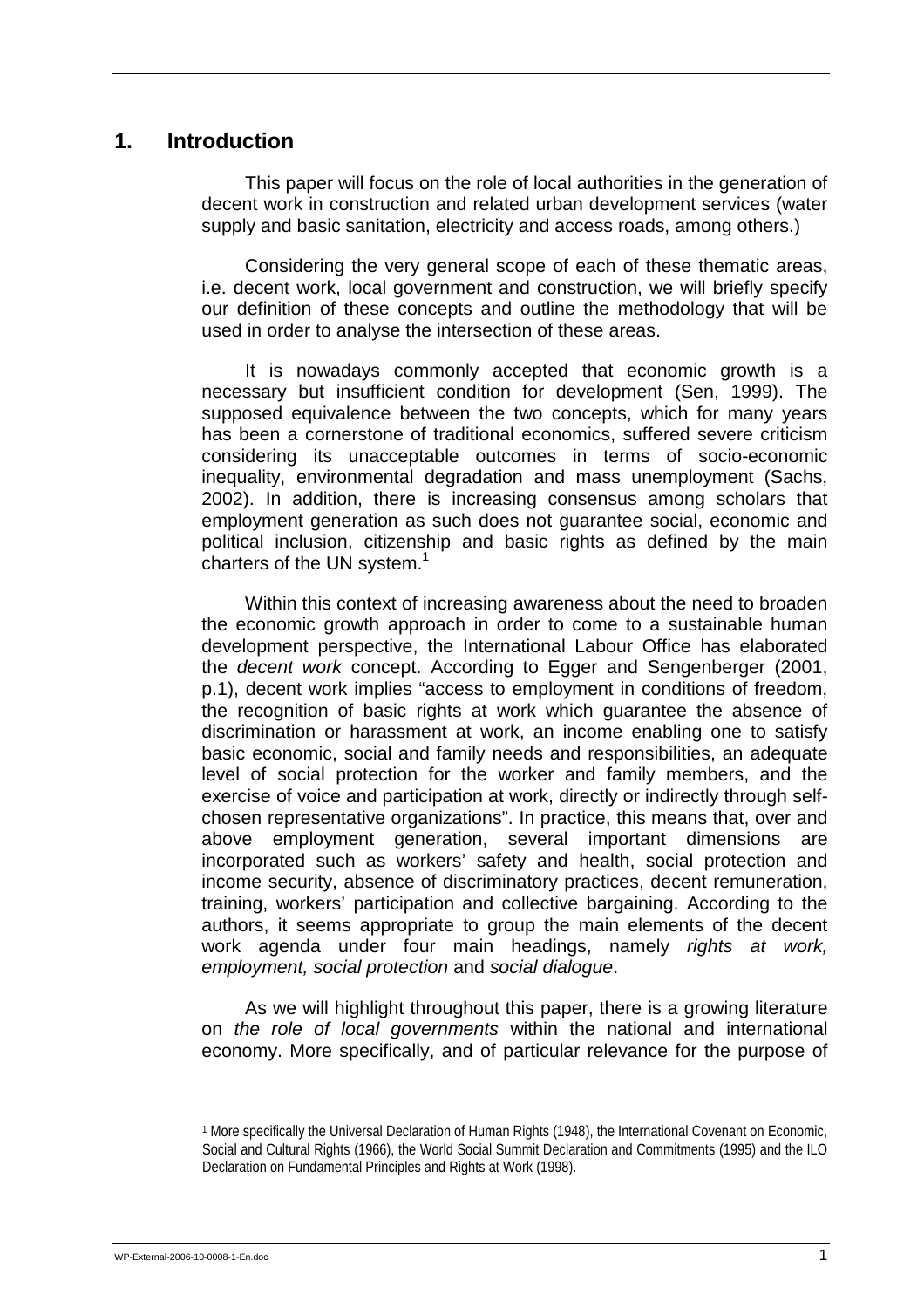# 1. Introduction

This paper will focus on the role of local authorities in the generation of decent work in construction and related urban development services (water supply and basic sanitation, electricity and access roads, among others.)

Considering the very general scope of each of these thematic areas, i.e. decent work, local government and construction, we will briefly specify our definition of these concepts and outline the methodology that will be used in order to analyse the intersection of these areas.

It is nowadays commonly accepted that economic growth is a necessary but insufficient condition for development (Sen, 1999). The supposed equivalence between the two concepts, which for many years has been a cornerstone of traditional economics, suffered severe criticism considering its unacceptable outcomes in terms of socio-economic inequality, environmental degradation and mass unemployment (Sachs, 2002). In addition, there is increasing consensus among scholars that employment generation as such does not guarantee social, economic and political inclusion, citizenship and basic rights as defined by the main charters of the UN system.[1]

Within this context of increasing awareness about the need to broaden the economic growth approach in order to come to a sustainable human development perspective, the International Labour Office has elaborated the *decent work* concept. According to Egger and Sengenberger (2001, p.1), decent work implies "access to employment in conditions of freedom, the recognition of basic rights at work which guarantee the absence of discrimination or harassment at work, an income enabling one to satisfy basic economic, social and family needs and responsibilities, an adequate level of social protection for the worker and family members, and the exercise of voice and participation at work, directly or indirectly through self-chosen representative organizations". In practice, this means that, over and above employment generation, several important dimensions are incorporated such as workers' safety and health, social protection and income security, absence of discriminatory practices, decent remuneration, training, workers' participation and collective bargaining. According to the authors, it seems appropriate to group the main elements of the decent work agenda under four main headings, namely *rights at work, employment, social protection* and *social dialogue*.

As we will highlight throughout this paper, there is a growing literature on *the role of local governments* within the national and international economy. More specifically, and of particular relevance for the purpose of

[1] More specifically the Universal Declaration of Human Rights (1948), the International Covenant on Economic, Social and Cultural Rights (1966), the World Social Summit Declaration and Commitments (1995) and the ILO Declaration on Fundamental Principles and Rights at Work (1998).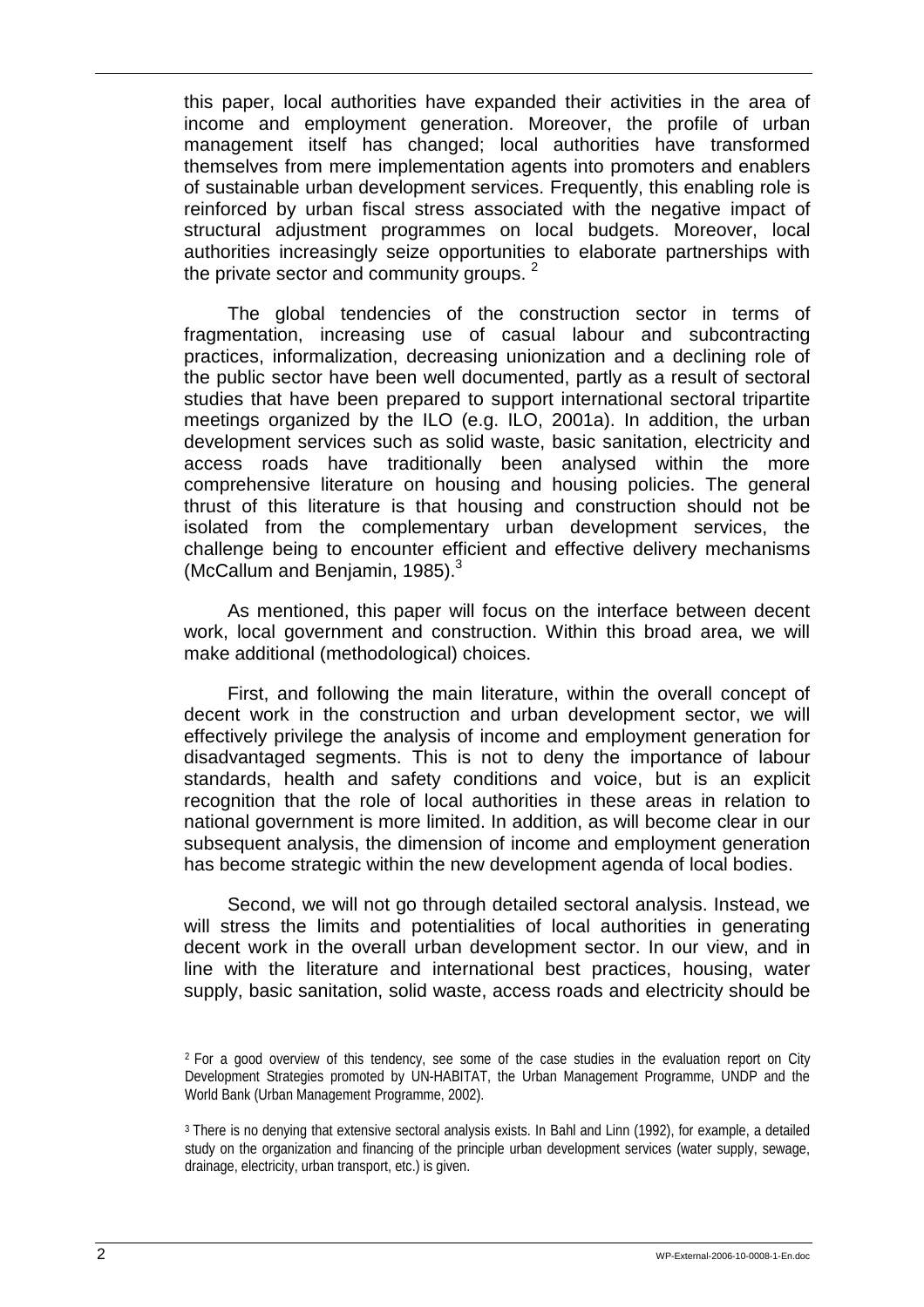this paper, local authorities have expanded their activities in the area of income and employment generation. Moreover, the profile of urban management itself has changed; local authorities have transformed themselves from mere implementation agents into promoters and enablers of sustainable urban development services. Frequently, this enabling role is reinforced by urban fiscal stress associated with the negative impact of structural adjustment programmes on local budgets. Moreover, local authorities increasingly seize opportunities to elaborate partnerships with the private sector and community groups. [2]

The global tendencies of the construction sector in terms of fragmentation, increasing use of casual labour and subcontracting practices, informalization, decreasing unionization and a declining role of the public sector have been well documented, partly as a result of sectoral studies that have been prepared to support international sectoral tripartite meetings organized by the ILO (e.g. ILO, 2001a). In addition, the urban development services such as solid waste, basic sanitation, electricity and access roads have traditionally been analysed within the more comprehensive literature on housing and housing policies. The general thrust of this literature is that housing and construction should not be isolated from the complementary urban development services, the challenge being to encounter efficient and effective delivery mechanisms (McCallum and Benjamin, 1985).[3]

As mentioned, this paper will focus on the interface between decent work, local government and construction. Within this broad area, we will make additional (methodological) choices.

First, and following the main literature, within the overall concept of decent work in the construction and urban development sector, we will effectively privilege the analysis of income and employment generation for disadvantaged segments. This is not to deny the importance of labour standards, health and safety conditions and voice, but is an explicit recognition that the role of local authorities in these areas in relation to national government is more limited. In addition, as will become clear in our subsequent analysis, the dimension of income and employment generation has become strategic within the new development agenda of local bodies.

Second, we will not go through detailed sectoral analysis. Instead, we will stress the limits and potentialities of local authorities in generating decent work in the overall urban development sector. In our view, and in line with the literature and international best practices, housing, water supply, basic sanitation, solid waste, access roads and electricity should be

[2] For a good overview of this tendency, see some of the case studies in the evaluation report on City Development Strategies promoted by UN-HABITAT, the Urban Management Programme, UNDP and the World Bank (Urban Management Programme, 2002).

[3] There is no denying that extensive sectoral analysis exists. In Bahl and Linn (1992), for example, a detailed study on the organization and financing of the principle urban development services (water supply, sewage, drainage, electricity, urban transport, etc.) is given.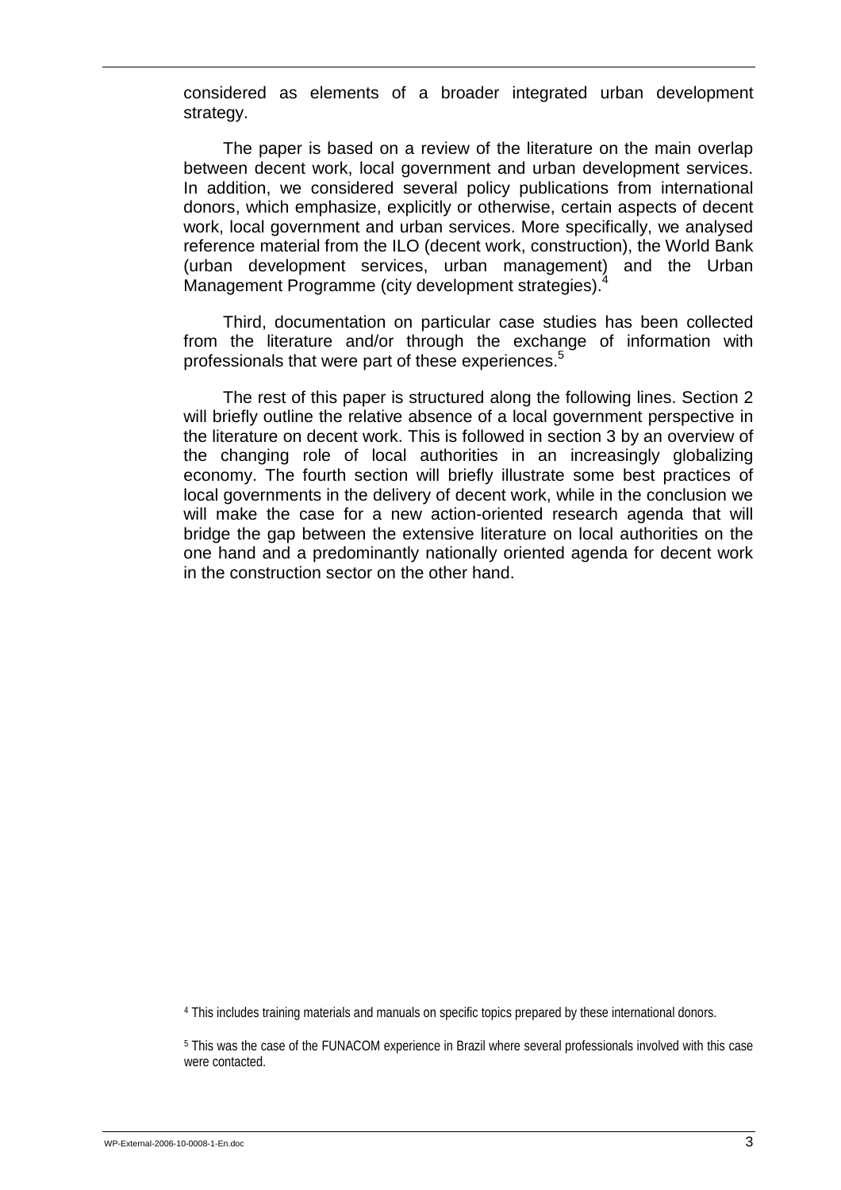considered as elements of a broader integrated urban development strategy.

The paper is based on a review of the literature on the main overlap between decent work, local government and urban development services. In addition, we considered several policy publications from international donors, which emphasize, explicitly or otherwise, certain aspects of decent work, local government and urban services. More specifically, we analysed reference material from the ILO (decent work, construction), the World Bank (urban development services, urban management) and the Urban Management Programme (city development strategies).[4]

Third, documentation on particular case studies has been collected from the literature and/or through the exchange of information with professionals that were part of these experiences.[5]

The rest of this paper is structured along the following lines. Section 2 will briefly outline the relative absence of a local government perspective in the literature on decent work. This is followed in section 3 by an overview of the changing role of local authorities in an increasingly globalizing economy. The fourth section will briefly illustrate some best practices of local governments in the delivery of decent work, while in the conclusion we will make the case for a new action-oriented research agenda that will bridge the gap between the extensive literature on local authorities on the one hand and a predominantly nationally oriented agenda for decent work in the construction sector on the other hand.

[4] This includes training materials and manuals on specific topics prepared by these international donors.

[5] This was the case of the FUNACOM experience in Brazil where several professionals involved with this case were contacted.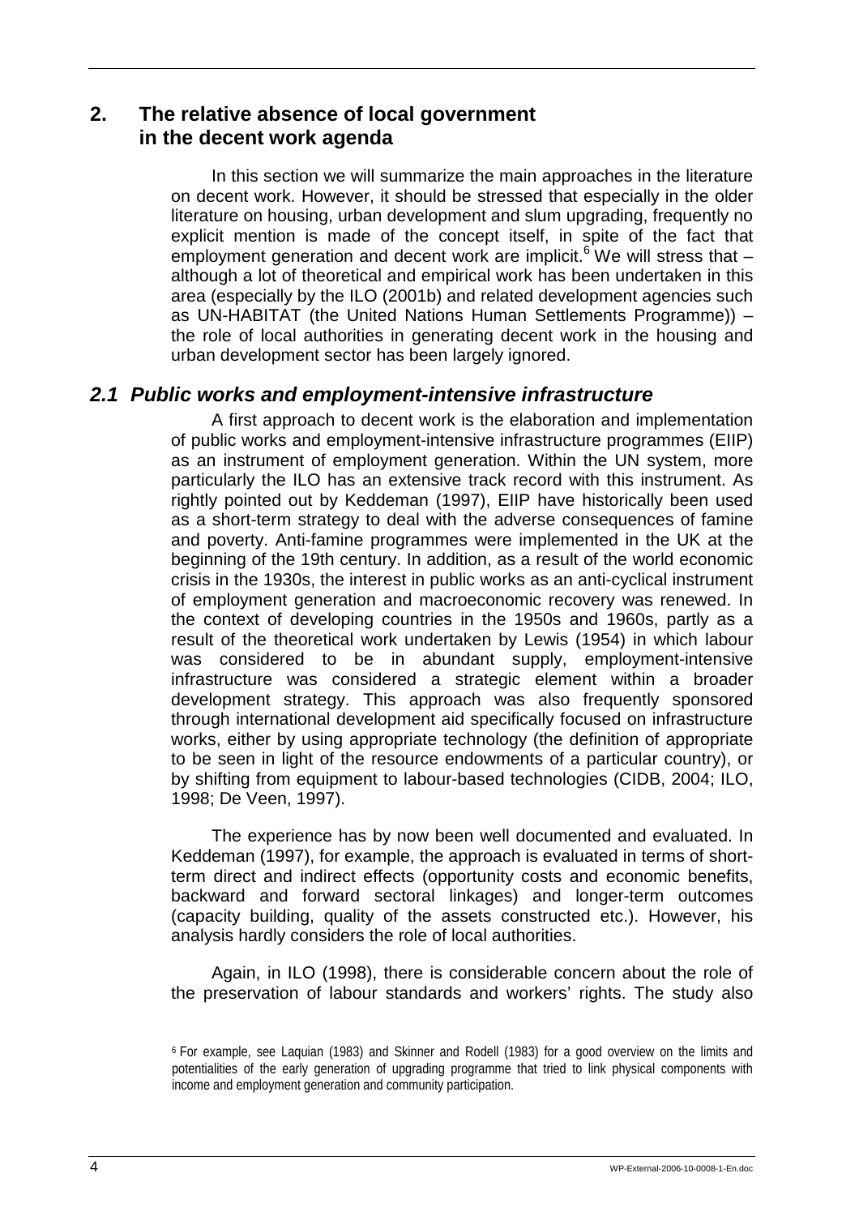## 2. The relative absence of local government in the decent work agenda

In this section we will summarize the main approaches in the literature on decent work. However, it should be stressed that especially in the older literature on housing, urban development and slum upgrading, frequently no explicit mention is made of the concept itself, in spite of the fact that employment generation and decent work are implicit.[6] We will stress that – although a lot of theoretical and empirical work has been undertaken in this area (especially by the ILO (2001b) and related development agencies such as UN-HABITAT (the United Nations Human Settlements Programme)) – the role of local authorities in generating decent work in the housing and urban development sector has been largely ignored.

### *2.1 Public works and employment-intensive infrastructure*

A first approach to decent work is the elaboration and implementation of public works and employment-intensive infrastructure programmes (EIIP) as an instrument of employment generation. Within the UN system, more particularly the ILO has an extensive track record with this instrument. As rightly pointed out by Keddeman (1997), EIIP have historically been used as a short-term strategy to deal with the adverse consequences of famine and poverty. Anti-famine programmes were implemented in the UK at the beginning of the 19th century. In addition, as a result of the world economic crisis in the 1930s, the interest in public works as an anti-cyclical instrument of employment generation and macroeconomic recovery was renewed. In the context of developing countries in the 1950s and 1960s, partly as a result of the theoretical work undertaken by Lewis (1954) in which labour was considered to be in abundant supply, employment-intensive infrastructure was considered a strategic element within a broader development strategy. This approach was also frequently sponsored through international development aid specifically focused on infrastructure works, either by using appropriate technology (the definition of appropriate to be seen in light of the resource endowments of a particular country), or by shifting from equipment to labour-based technologies (CIDB, 2004; ILO, 1998; De Veen, 1997).

The experience has by now been well documented and evaluated. In Keddeman (1997), for example, the approach is evaluated in terms of short-term direct and indirect effects (opportunity costs and economic benefits, backward and forward sectoral linkages) and longer-term outcomes (capacity building, quality of the assets constructed etc.). However, his analysis hardly considers the role of local authorities.

Again, in ILO (1998), there is considerable concern about the role of the preservation of labour standards and workers' rights. The study also

[6] For example, see Laquian (1983) and Skinner and Rodell (1983) for a good overview on the limits and potentialities of the early generation of upgrading programme that tried to link physical components with income and employment generation and community participation.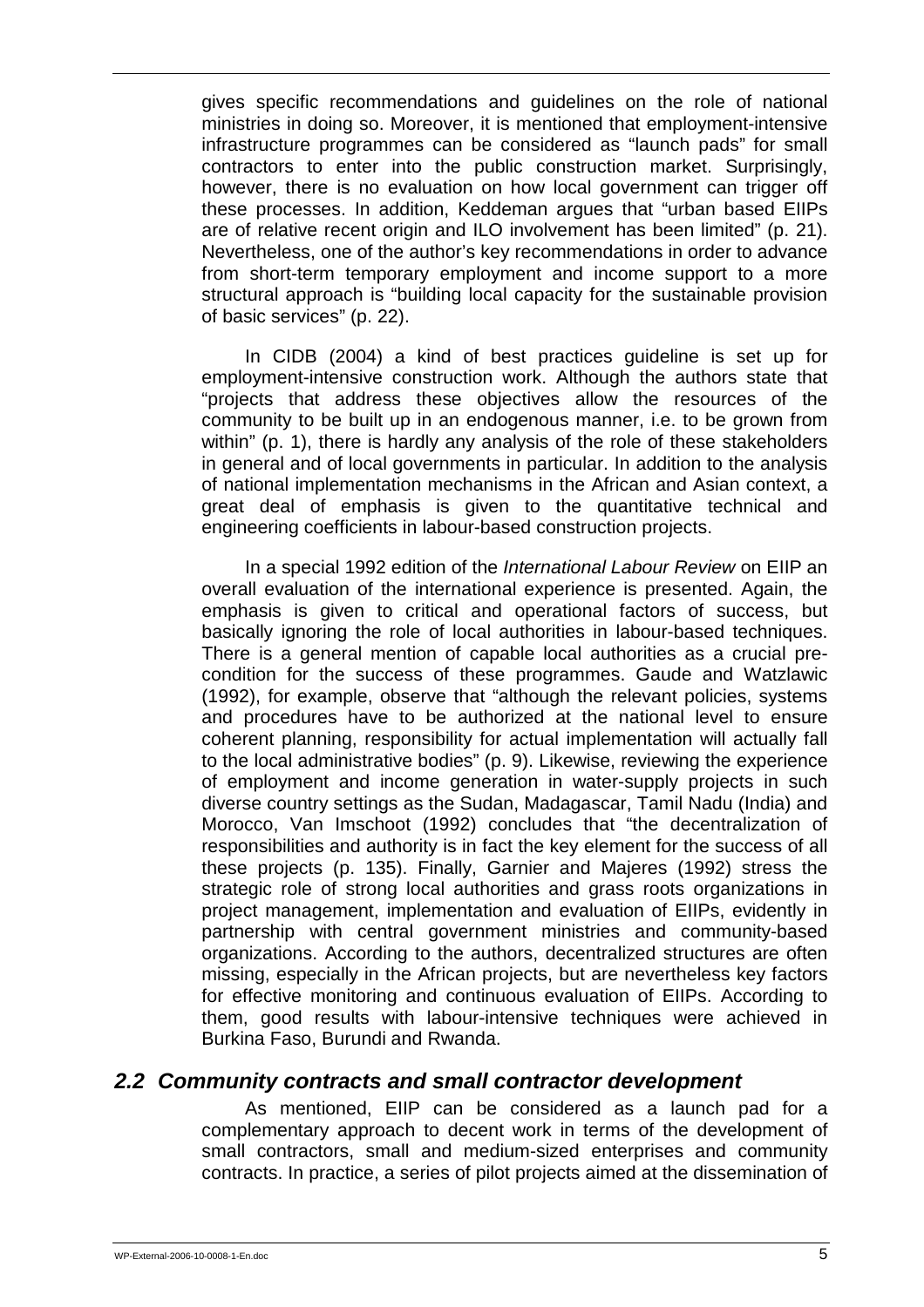gives specific recommendations and guidelines on the role of national ministries in doing so. Moreover, it is mentioned that employment-intensive infrastructure programmes can be considered as "launch pads" for small contractors to enter into the public construction market. Surprisingly, however, there is no evaluation on how local government can trigger off these processes. In addition, Keddeman argues that "urban based EIIPs are of relative recent origin and ILO involvement has been limited" (p. 21). Nevertheless, one of the author's key recommendations in order to advance from short-term temporary employment and income support to a more structural approach is "building local capacity for the sustainable provision of basic services" (p. 22).

In CIDB (2004) a kind of best practices guideline is set up for employment-intensive construction work. Although the authors state that "projects that address these objectives allow the resources of the community to be built up in an endogenous manner, i.e. to be grown from within" (p. 1), there is hardly any analysis of the role of these stakeholders in general and of local governments in particular. In addition to the analysis of national implementation mechanisms in the African and Asian context, a great deal of emphasis is given to the quantitative technical and engineering coefficients in labour-based construction projects.

In a special 1992 edition of the *International Labour Review* on EIIP an overall evaluation of the international experience is presented. Again, the emphasis is given to critical and operational factors of success, but basically ignoring the role of local authorities in labour-based techniques. There is a general mention of capable local authorities as a crucial pre-condition for the success of these programmes. Gaude and Watzlawic (1992), for example, observe that "although the relevant policies, systems and procedures have to be authorized at the national level to ensure coherent planning, responsibility for actual implementation will actually fall to the local administrative bodies" (p. 9). Likewise, reviewing the experience of employment and income generation in water-supply projects in such diverse country settings as the Sudan, Madagascar, Tamil Nadu (India) and Morocco, Van Imschoot (1992) concludes that "the decentralization of responsibilities and authority is in fact the key element for the success of all these projects (p. 135). Finally, Garnier and Majeres (1992) stress the strategic role of strong local authorities and grass roots organizations in project management, implementation and evaluation of EIIPs, evidently in partnership with central government ministries and community-based organizations. According to the authors, decentralized structures are often missing, especially in the African projects, but are nevertheless key factors for effective monitoring and continuous evaluation of EIIPs. According to them, good results with labour-intensive techniques were achieved in Burkina Faso, Burundi and Rwanda.

## *2.2 Community contracts and small contractor development*

As mentioned, EIIP can be considered as a launch pad for a complementary approach to decent work in terms of the development of small contractors, small and medium-sized enterprises and community contracts. In practice, a series of pilot projects aimed at the dissemination of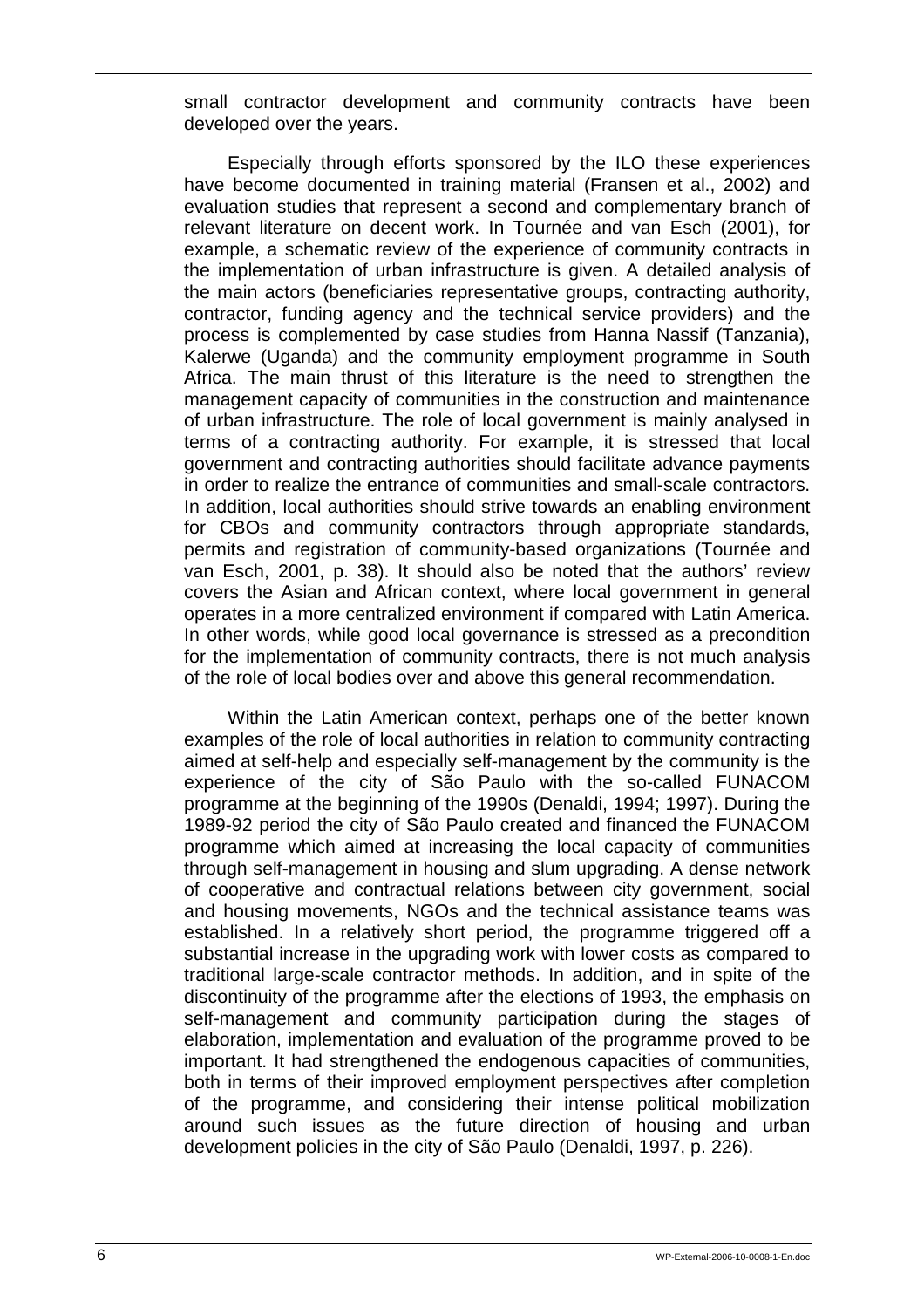small contractor development and community contracts have been developed over the years.

Especially through efforts sponsored by the ILO these experiences have become documented in training material (Fransen et al., 2002) and evaluation studies that represent a second and complementary branch of relevant literature on decent work. In Tournée and van Esch (2001), for example, a schematic review of the experience of community contracts in the implementation of urban infrastructure is given. A detailed analysis of the main actors (beneficiaries representative groups, contracting authority, contractor, funding agency and the technical service providers) and the process is complemented by case studies from Hanna Nassif (Tanzania), Kalerwe (Uganda) and the community employment programme in South Africa. The main thrust of this literature is the need to strengthen the management capacity of communities in the construction and maintenance of urban infrastructure. The role of local government is mainly analysed in terms of a contracting authority. For example, it is stressed that local government and contracting authorities should facilitate advance payments in order to realize the entrance of communities and small-scale contractors. In addition, local authorities should strive towards an enabling environment for CBOs and community contractors through appropriate standards, permits and registration of community-based organizations (Tournée and van Esch, 2001, p. 38). It should also be noted that the authors' review covers the Asian and African context, where local government in general operates in a more centralized environment if compared with Latin America. In other words, while good local governance is stressed as a precondition for the implementation of community contracts, there is not much analysis of the role of local bodies over and above this general recommendation.

Within the Latin American context, perhaps one of the better known examples of the role of local authorities in relation to community contracting aimed at self-help and especially self-management by the community is the experience of the city of São Paulo with the so-called FUNACOM programme at the beginning of the 1990s (Denaldi, 1994; 1997). During the 1989-92 period the city of São Paulo created and financed the FUNACOM programme which aimed at increasing the local capacity of communities through self-management in housing and slum upgrading. A dense network of cooperative and contractual relations between city government, social and housing movements, NGOs and the technical assistance teams was established. In a relatively short period, the programme triggered off a substantial increase in the upgrading work with lower costs as compared to traditional large-scale contractor methods. In addition, and in spite of the discontinuity of the programme after the elections of 1993, the emphasis on self-management and community participation during the stages of elaboration, implementation and evaluation of the programme proved to be important. It had strengthened the endogenous capacities of communities, both in terms of their improved employment perspectives after completion of the programme, and considering their intense political mobilization around such issues as the future direction of housing and urban development policies in the city of São Paulo (Denaldi, 1997, p. 226).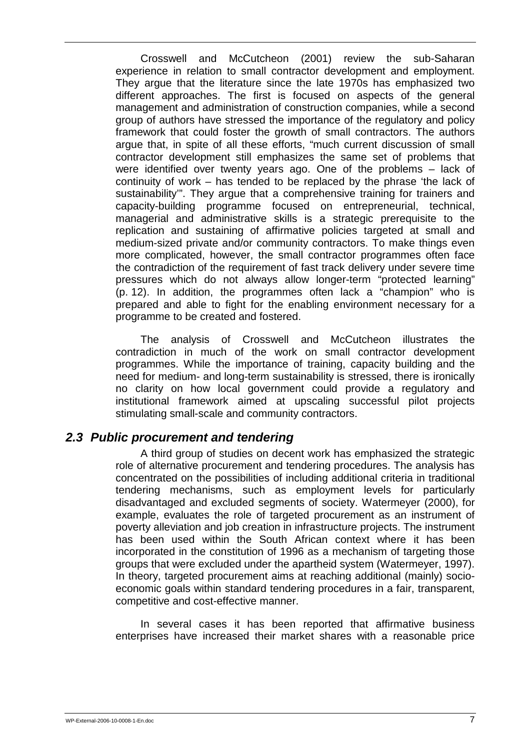Crosswell and McCutcheon (2001) review the sub-Saharan experience in relation to small contractor development and employment. They argue that the literature since the late 1970s has emphasized two different approaches. The first is focused on aspects of the general management and administration of construction companies, while a second group of authors have stressed the importance of the regulatory and policy framework that could foster the growth of small contractors. The authors argue that, in spite of all these efforts, "much current discussion of small contractor development still emphasizes the same set of problems that were identified over twenty years ago. One of the problems – lack of continuity of work – has tended to be replaced by the phrase 'the lack of sustainability'". They argue that a comprehensive training for trainers and capacity-building programme focused on entrepreneurial, technical, managerial and administrative skills is a strategic prerequisite to the replication and sustaining of affirmative policies targeted at small and medium-sized private and/or community contractors. To make things even more complicated, however, the small contractor programmes often face the contradiction of the requirement of fast track delivery under severe time pressures which do not always allow longer-term "protected learning" (p. 12). In addition, the programmes often lack a "champion" who is prepared and able to fight for the enabling environment necessary for a programme to be created and fostered.

The analysis of Crosswell and McCutcheon illustrates the contradiction in much of the work on small contractor development programmes. While the importance of training, capacity building and the need for medium- and long-term sustainability is stressed, there is ironically no clarity on how local government could provide a regulatory and institutional framework aimed at upscaling successful pilot projects stimulating small-scale and community contractors.

## *2.3 Public procurement and tendering*

A third group of studies on decent work has emphasized the strategic role of alternative procurement and tendering procedures. The analysis has concentrated on the possibilities of including additional criteria in traditional tendering mechanisms, such as employment levels for particularly disadvantaged and excluded segments of society. Watermeyer (2000), for example, evaluates the role of targeted procurement as an instrument of poverty alleviation and job creation in infrastructure projects. The instrument has been used within the South African context where it has been incorporated in the constitution of 1996 as a mechanism of targeting those groups that were excluded under the apartheid system (Watermeyer, 1997). In theory, targeted procurement aims at reaching additional (mainly) socio-economic goals within standard tendering procedures in a fair, transparent, competitive and cost-effective manner.

In several cases it has been reported that affirmative business enterprises have increased their market shares with a reasonable price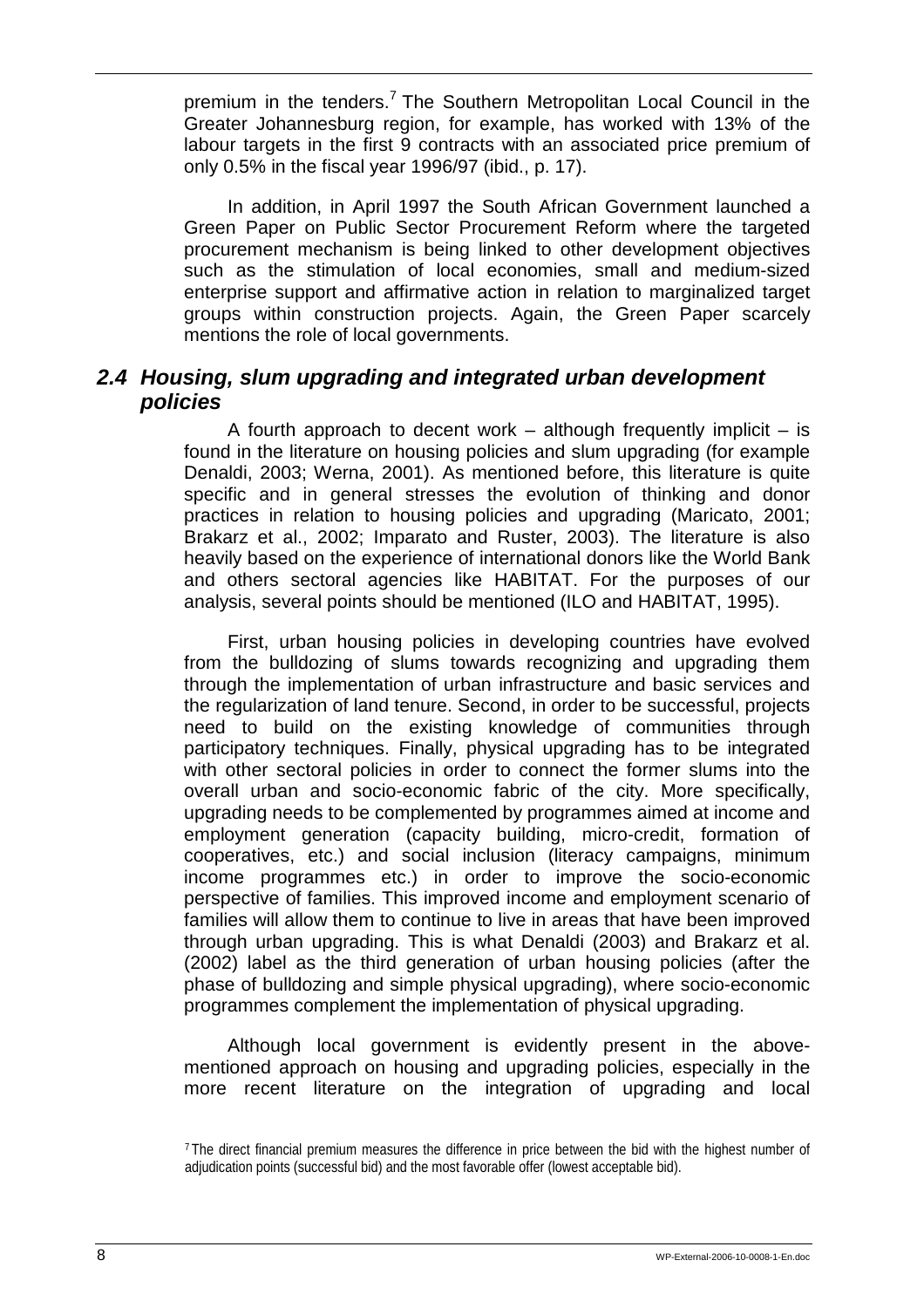premium in the tenders.[7] The Southern Metropolitan Local Council in the Greater Johannesburg region, for example, has worked with 13% of the labour targets in the first 9 contracts with an associated price premium of only 0.5% in the fiscal year 1996/97 (ibid., p. 17).

In addition, in April 1997 the South African Government launched a Green Paper on Public Sector Procurement Reform where the targeted procurement mechanism is being linked to other development objectives such as the stimulation of local economies, small and medium-sized enterprise support and affirmative action in relation to marginalized target groups within construction projects. Again, the Green Paper scarcely mentions the role of local governments.

## *2.4 Housing, slum upgrading and integrated urban development policies*

A fourth approach to decent work – although frequently implicit – is found in the literature on housing policies and slum upgrading (for example Denaldi, 2003; Werna, 2001). As mentioned before, this literature is quite specific and in general stresses the evolution of thinking and donor practices in relation to housing policies and upgrading (Maricato, 2001; Brakarz et al., 2002; Imparato and Ruster, 2003). The literature is also heavily based on the experience of international donors like the World Bank and others sectoral agencies like HABITAT. For the purposes of our analysis, several points should be mentioned (ILO and HABITAT, 1995).

First, urban housing policies in developing countries have evolved from the bulldozing of slums towards recognizing and upgrading them through the implementation of urban infrastructure and basic services and the regularization of land tenure. Second, in order to be successful, projects need to build on the existing knowledge of communities through participatory techniques. Finally, physical upgrading has to be integrated with other sectoral policies in order to connect the former slums into the overall urban and socio-economic fabric of the city. More specifically, upgrading needs to be complemented by programmes aimed at income and employment generation (capacity building, micro-credit, formation of cooperatives, etc.) and social inclusion (literacy campaigns, minimum income programmes etc.) in order to improve the socio-economic perspective of families. This improved income and employment scenario of families will allow them to continue to live in areas that have been improved through urban upgrading. This is what Denaldi (2003) and Brakarz et al. (2002) label as the third generation of urban housing policies (after the phase of bulldozing and simple physical upgrading), where socio-economic programmes complement the implementation of physical upgrading.

Although local government is evidently present in the above-mentioned approach on housing and upgrading policies, especially in the more recent literature on the integration of upgrading and local

[7] The direct financial premium measures the difference in price between the bid with the highest number of adjudication points (successful bid) and the most favorable offer (lowest acceptable bid).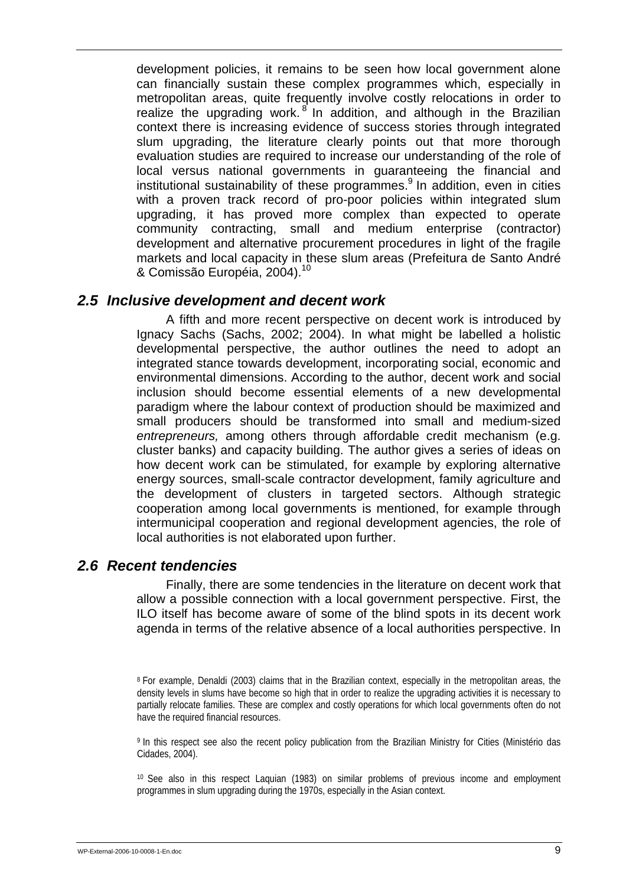development policies, it remains to be seen how local government alone can financially sustain these complex programmes which, especially in metropolitan areas, quite frequently involve costly relocations in order to realize the upgrading work.[8] In addition, and although in the Brazilian context there is increasing evidence of success stories through integrated slum upgrading, the literature clearly points out that more thorough evaluation studies are required to increase our understanding of the role of local versus national governments in guaranteeing the financial and institutional sustainability of these programmes.[9] In addition, even in cities with a proven track record of pro-poor policies within integrated slum upgrading, it has proved more complex than expected to operate community contracting, small and medium enterprise (contractor) development and alternative procurement procedures in light of the fragile markets and local capacity in these slum areas (Prefeitura de Santo André & Comissão Européia, 2004).[10]

## *2.5 Inclusive development and decent work*

A fifth and more recent perspective on decent work is introduced by Ignacy Sachs (Sachs, 2002; 2004). In what might be labelled a holistic developmental perspective, the author outlines the need to adopt an integrated stance towards development, incorporating social, economic and environmental dimensions. According to the author, decent work and social inclusion should become essential elements of a new developmental paradigm where the labour context of production should be maximized and small producers should be transformed into small and medium-sized *entrepreneurs,* among others through affordable credit mechanism (e.g. cluster banks) and capacity building. The author gives a series of ideas on how decent work can be stimulated, for example by exploring alternative energy sources, small-scale contractor development, family agriculture and the development of clusters in targeted sectors. Although strategic cooperation among local governments is mentioned, for example through intermunicipal cooperation and regional development agencies, the role of local authorities is not elaborated upon further.

## *2.6 Recent tendencies*

Finally, there are some tendencies in the literature on decent work that allow a possible connection with a local government perspective. First, the ILO itself has become aware of some of the blind spots in its decent work agenda in terms of the relative absence of a local authorities perspective. In

[8] For example, Denaldi (2003) claims that in the Brazilian context, especially in the metropolitan areas, the density levels in slums have become so high that in order to realize the upgrading activities it is necessary to partially relocate families. These are complex and costly operations for which local governments often do not have the required financial resources.

[9] In this respect see also the recent policy publication from the Brazilian Ministry for Cities (Ministério das Cidades, 2004).

[10] See also in this respect Laquian (1983) on similar problems of previous income and employment programmes in slum upgrading during the 1970s, especially in the Asian context.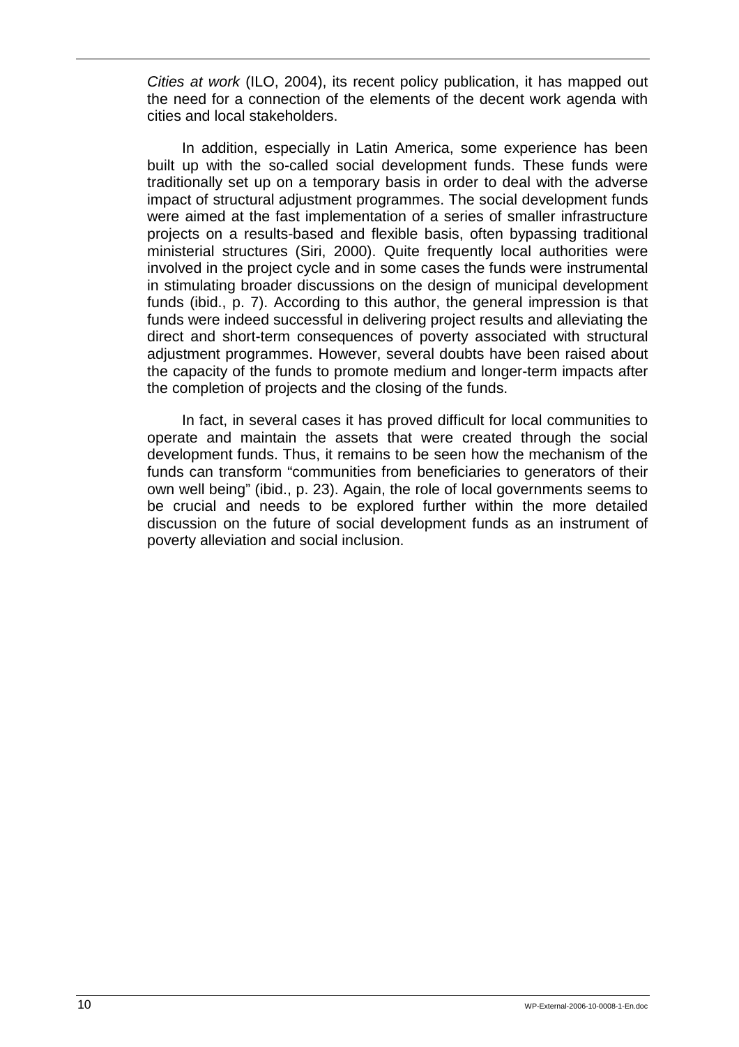*Cities at work* (ILO, 2004), its recent policy publication, it has mapped out the need for a connection of the elements of the decent work agenda with cities and local stakeholders.

In addition, especially in Latin America, some experience has been built up with the so-called social development funds. These funds were traditionally set up on a temporary basis in order to deal with the adverse impact of structural adjustment programmes. The social development funds were aimed at the fast implementation of a series of smaller infrastructure projects on a results-based and flexible basis, often bypassing traditional ministerial structures (Siri, 2000). Quite frequently local authorities were involved in the project cycle and in some cases the funds were instrumental in stimulating broader discussions on the design of municipal development funds (ibid., p. 7). According to this author, the general impression is that funds were indeed successful in delivering project results and alleviating the direct and short-term consequences of poverty associated with structural adjustment programmes. However, several doubts have been raised about the capacity of the funds to promote medium and longer-term impacts after the completion of projects and the closing of the funds.

In fact, in several cases it has proved difficult for local communities to operate and maintain the assets that were created through the social development funds. Thus, it remains to be seen how the mechanism of the funds can transform "communities from beneficiaries to generators of their own well being" (ibid., p. 23). Again, the role of local governments seems to be crucial and needs to be explored further within the more detailed discussion on the future of social development funds as an instrument of poverty alleviation and social inclusion.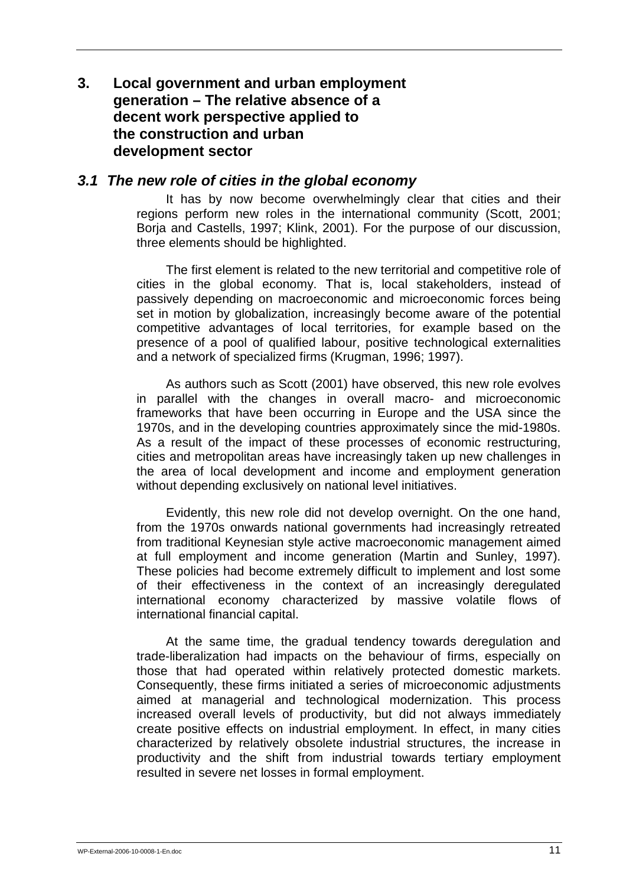# 3. Local government and urban employment generation – The relative absence of a decent work perspective applied to the construction and urban development sector

## *3.1 The new role of cities in the global economy*

It has by now become overwhelmingly clear that cities and their regions perform new roles in the international community (Scott, 2001; Borja and Castells, 1997; Klink, 2001). For the purpose of our discussion, three elements should be highlighted.

The first element is related to the new territorial and competitive role of cities in the global economy. That is, local stakeholders, instead of passively depending on macroeconomic and microeconomic forces being set in motion by globalization, increasingly become aware of the potential competitive advantages of local territories, for example based on the presence of a pool of qualified labour, positive technological externalities and a network of specialized firms (Krugman, 1996; 1997).

As authors such as Scott (2001) have observed, this new role evolves in parallel with the changes in overall macro- and microeconomic frameworks that have been occurring in Europe and the USA since the 1970s, and in the developing countries approximately since the mid-1980s. As a result of the impact of these processes of economic restructuring, cities and metropolitan areas have increasingly taken up new challenges in the area of local development and income and employment generation without depending exclusively on national level initiatives.

Evidently, this new role did not develop overnight. On the one hand, from the 1970s onwards national governments had increasingly retreated from traditional Keynesian style active macroeconomic management aimed at full employment and income generation (Martin and Sunley, 1997). These policies had become extremely difficult to implement and lost some of their effectiveness in the context of an increasingly deregulated international economy characterized by massive volatile flows of international financial capital.

At the same time, the gradual tendency towards deregulation and trade-liberalization had impacts on the behaviour of firms, especially on those that had operated within relatively protected domestic markets. Consequently, these firms initiated a series of microeconomic adjustments aimed at managerial and technological modernization. This process increased overall levels of productivity, but did not always immediately create positive effects on industrial employment. In effect, in many cities characterized by relatively obsolete industrial structures, the increase in productivity and the shift from industrial towards tertiary employment resulted in severe net losses in formal employment.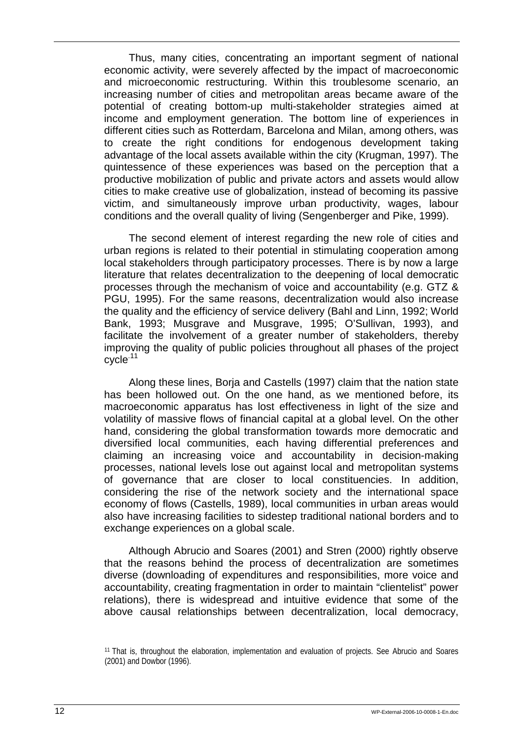Thus, many cities, concentrating an important segment of national economic activity, were severely affected by the impact of macroeconomic and microeconomic restructuring. Within this troublesome scenario, an increasing number of cities and metropolitan areas became aware of the potential of creating bottom-up multi-stakeholder strategies aimed at income and employment generation. The bottom line of experiences in different cities such as Rotterdam, Barcelona and Milan, among others, was to create the right conditions for endogenous development taking advantage of the local assets available within the city (Krugman, 1997). The quintessence of these experiences was based on the perception that a productive mobilization of public and private actors and assets would allow cities to make creative use of globalization, instead of becoming its passive victim, and simultaneously improve urban productivity, wages, labour conditions and the overall quality of living (Sengenberger and Pike, 1999).

The second element of interest regarding the new role of cities and urban regions is related to their potential in stimulating cooperation among local stakeholders through participatory processes. There is by now a large literature that relates decentralization to the deepening of local democratic processes through the mechanism of voice and accountability (e.g. GTZ & PGU, 1995). For the same reasons, decentralization would also increase the quality and the efficiency of service delivery (Bahl and Linn, 1992; World Bank, 1993; Musgrave and Musgrave, 1995; O'Sullivan, 1993), and facilitate the involvement of a greater number of stakeholders, thereby improving the quality of public policies throughout all phases of the project cycle.[11]

Along these lines, Borja and Castells (1997) claim that the nation state has been hollowed out. On the one hand, as we mentioned before, its macroeconomic apparatus has lost effectiveness in light of the size and volatility of massive flows of financial capital at a global level. On the other hand, considering the global transformation towards more democratic and diversified local communities, each having differential preferences and claiming an increasing voice and accountability in decision-making processes, national levels lose out against local and metropolitan systems of governance that are closer to local constituencies. In addition, considering the rise of the network society and the international space economy of flows (Castells, 1989), local communities in urban areas would also have increasing facilities to sidestep traditional national borders and to exchange experiences on a global scale.

Although Abrucio and Soares (2001) and Stren (2000) rightly observe that the reasons behind the process of decentralization are sometimes diverse (downloading of expenditures and responsibilities, more voice and accountability, creating fragmentation in order to maintain "clientelist" power relations), there is widespread and intuitive evidence that some of the above causal relationships between decentralization, local democracy,

[11] That is, throughout the elaboration, implementation and evaluation of projects. See Abrucio and Soares (2001) and Dowbor (1996).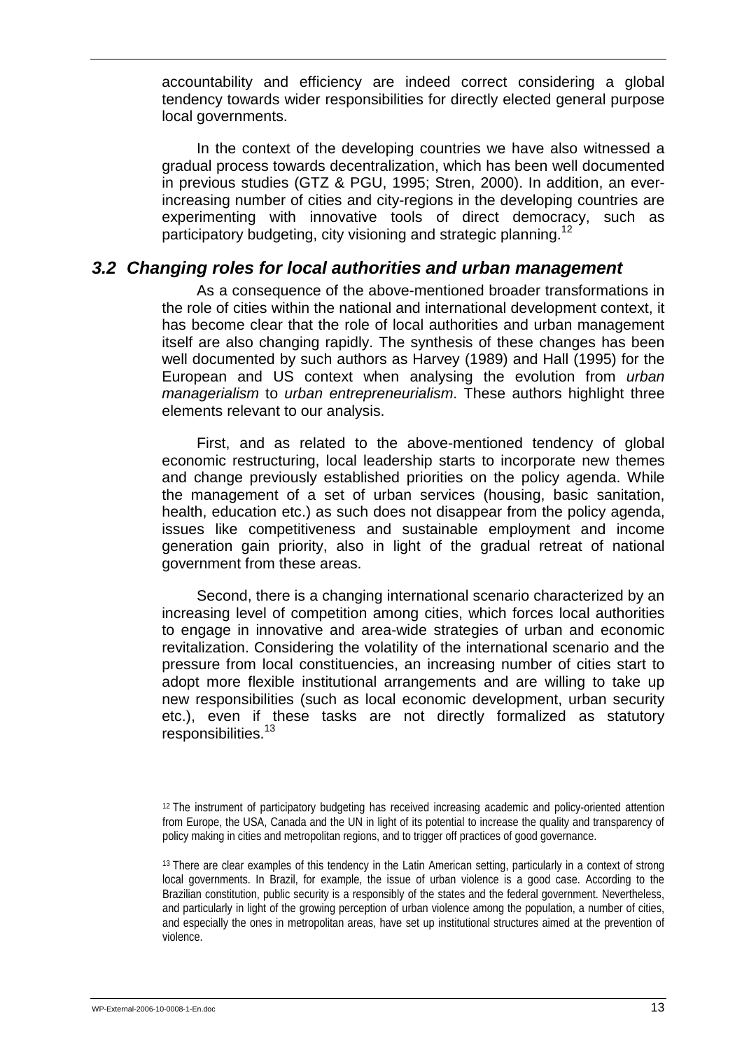accountability and efficiency are indeed correct considering a global tendency towards wider responsibilities for directly elected general purpose local governments.

In the context of the developing countries we have also witnessed a gradual process towards decentralization, which has been well documented in previous studies (GTZ & PGU, 1995; Stren, 2000). In addition, an ever-increasing number of cities and city-regions in the developing countries are experimenting with innovative tools of direct democracy, such as participatory budgeting, city visioning and strategic planning.[12]

## 3.2 Changing roles for local authorities and urban management

As a consequence of the above-mentioned broader transformations in the role of cities within the national and international development context, it has become clear that the role of local authorities and urban management itself are also changing rapidly. The synthesis of these changes has been well documented by such authors as Harvey (1989) and Hall (1995) for the European and US context when analysing the evolution from *urban managerialism* to *urban entrepreneurialism*. These authors highlight three elements relevant to our analysis.

First, and as related to the above-mentioned tendency of global economic restructuring, local leadership starts to incorporate new themes and change previously established priorities on the policy agenda. While the management of a set of urban services (housing, basic sanitation, health, education etc.) as such does not disappear from the policy agenda, issues like competitiveness and sustainable employment and income generation gain priority, also in light of the gradual retreat of national government from these areas.

Second, there is a changing international scenario characterized by an increasing level of competition among cities, which forces local authorities to engage in innovative and area-wide strategies of urban and economic revitalization. Considering the volatility of the international scenario and the pressure from local constituencies, an increasing number of cities start to adopt more flexible institutional arrangements and are willing to take up new responsibilities (such as local economic development, urban security etc.), even if these tasks are not directly formalized as statutory responsibilities.[13]

[12] The instrument of participatory budgeting has received increasing academic and policy-oriented attention from Europe, the USA, Canada and the UN in light of its potential to increase the quality and transparency of policy making in cities and metropolitan regions, and to trigger off practices of good governance.

[13] There are clear examples of this tendency in the Latin American setting, particularly in a context of strong local governments. In Brazil, for example, the issue of urban violence is a good case. According to the Brazilian constitution, public security is a responsibly of the states and the federal government. Nevertheless, and particularly in light of the growing perception of urban violence among the population, a number of cities, and especially the ones in metropolitan areas, have set up institutional structures aimed at the prevention of violence.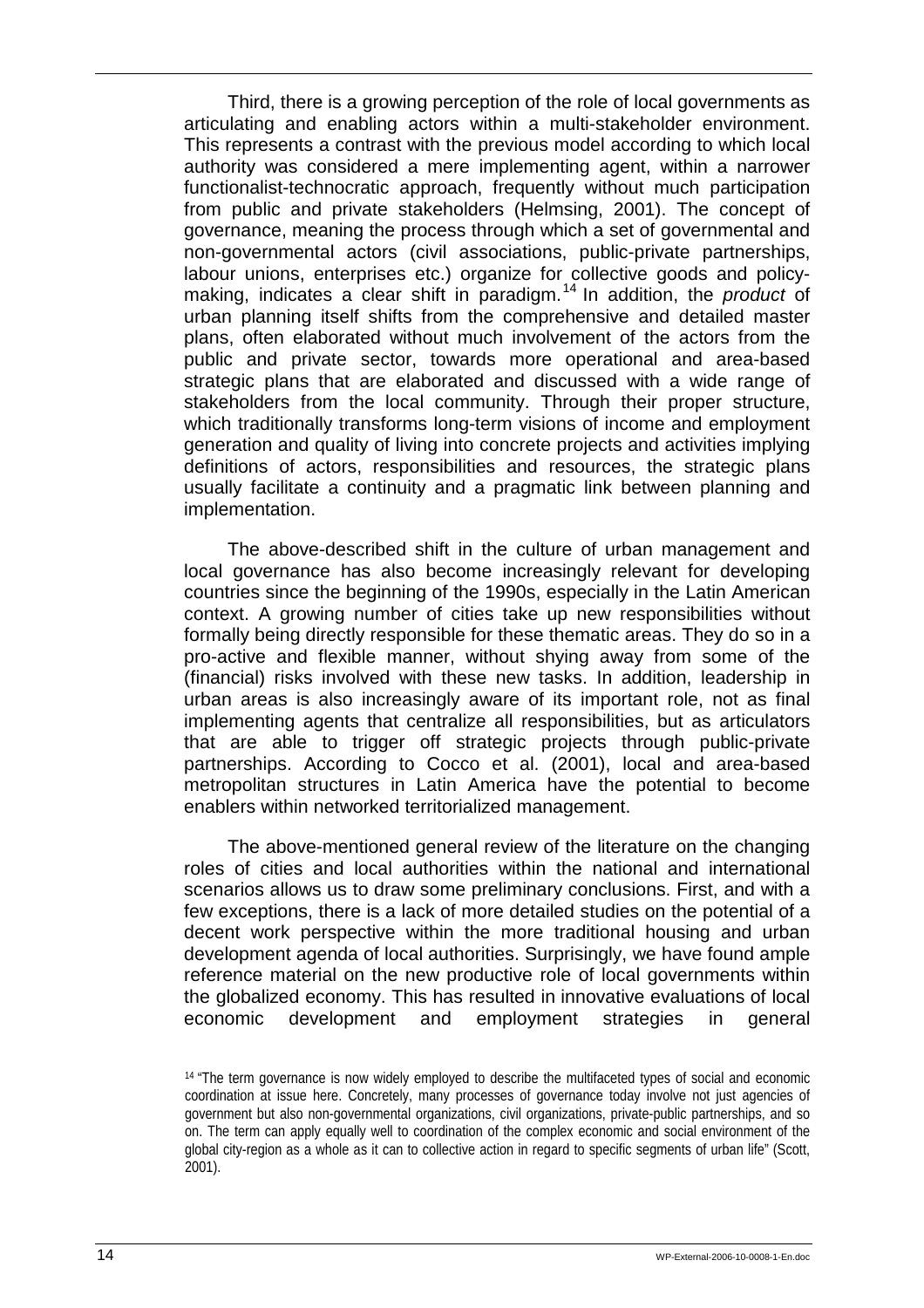Third, there is a growing perception of the role of local governments as articulating and enabling actors within a multi-stakeholder environment. This represents a contrast with the previous model according to which local authority was considered a mere implementing agent, within a narrower functionalist-technocratic approach, frequently without much participation from public and private stakeholders (Helmsing, 2001). The concept of governance, meaning the process through which a set of governmental and non-governmental actors (civil associations, public-private partnerships, labour unions, enterprises etc.) organize for collective goods and policy-making, indicates a clear shift in paradigm.[14] In addition, the *product* of urban planning itself shifts from the comprehensive and detailed master plans, often elaborated without much involvement of the actors from the public and private sector, towards more operational and area-based strategic plans that are elaborated and discussed with a wide range of stakeholders from the local community. Through their proper structure, which traditionally transforms long-term visions of income and employment generation and quality of living into concrete projects and activities implying definitions of actors, responsibilities and resources, the strategic plans usually facilitate a continuity and a pragmatic link between planning and implementation.

The above-described shift in the culture of urban management and local governance has also become increasingly relevant for developing countries since the beginning of the 1990s, especially in the Latin American context. A growing number of cities take up new responsibilities without formally being directly responsible for these thematic areas. They do so in a pro-active and flexible manner, without shying away from some of the (financial) risks involved with these new tasks. In addition, leadership in urban areas is also increasingly aware of its important role, not as final implementing agents that centralize all responsibilities, but as articulators that are able to trigger off strategic projects through public-private partnerships. According to Cocco et al. (2001), local and area-based metropolitan structures in Latin America have the potential to become enablers within networked territorialized management.

The above-mentioned general review of the literature on the changing roles of cities and local authorities within the national and international scenarios allows us to draw some preliminary conclusions. First, and with a few exceptions, there is a lack of more detailed studies on the potential of a decent work perspective within the more traditional housing and urban development agenda of local authorities. Surprisingly, we have found ample reference material on the new productive role of local governments within the globalized economy. This has resulted in innovative evaluations of local economic development and employment strategies in general

[14] "The term governance is now widely employed to describe the multifaceted types of social and economic coordination at issue here. Concretely, many processes of governance today involve not just agencies of government but also non-governmental organizations, civil organizations, private-public partnerships, and so on. The term can apply equally well to coordination of the complex economic and social environment of the global city-region as a whole as it can to collective action in regard to specific segments of urban life" (Scott, 2001).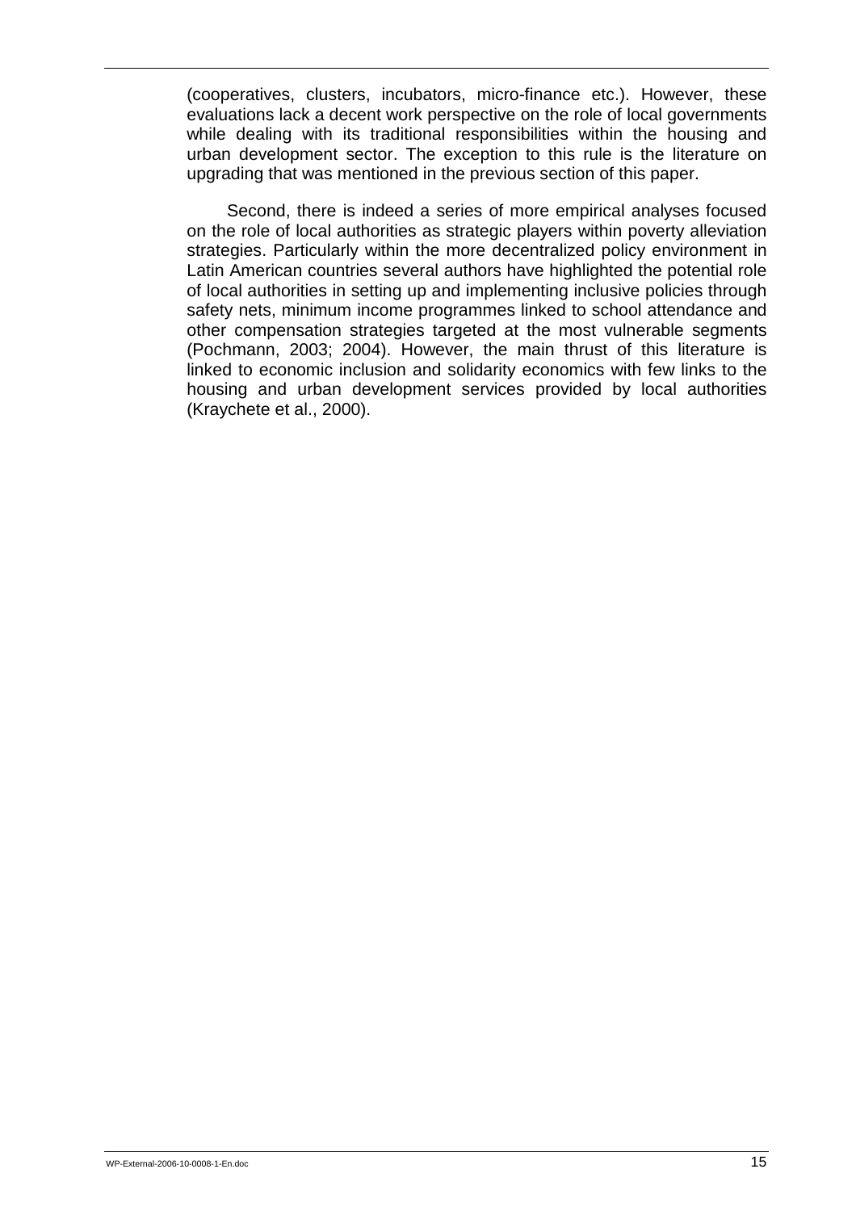(cooperatives, clusters, incubators, micro-finance etc.). However, these evaluations lack a decent work perspective on the role of local governments while dealing with its traditional responsibilities within the housing and urban development sector. The exception to this rule is the literature on upgrading that was mentioned in the previous section of this paper.

Second, there is indeed a series of more empirical analyses focused on the role of local authorities as strategic players within poverty alleviation strategies. Particularly within the more decentralized policy environment in Latin American countries several authors have highlighted the potential role of local authorities in setting up and implementing inclusive policies through safety nets, minimum income programmes linked to school attendance and other compensation strategies targeted at the most vulnerable segments (Pochmann, 2003; 2004). However, the main thrust of this literature is linked to economic inclusion and solidarity economics with few links to the housing and urban development services provided by local authorities (Kraychete et al., 2000).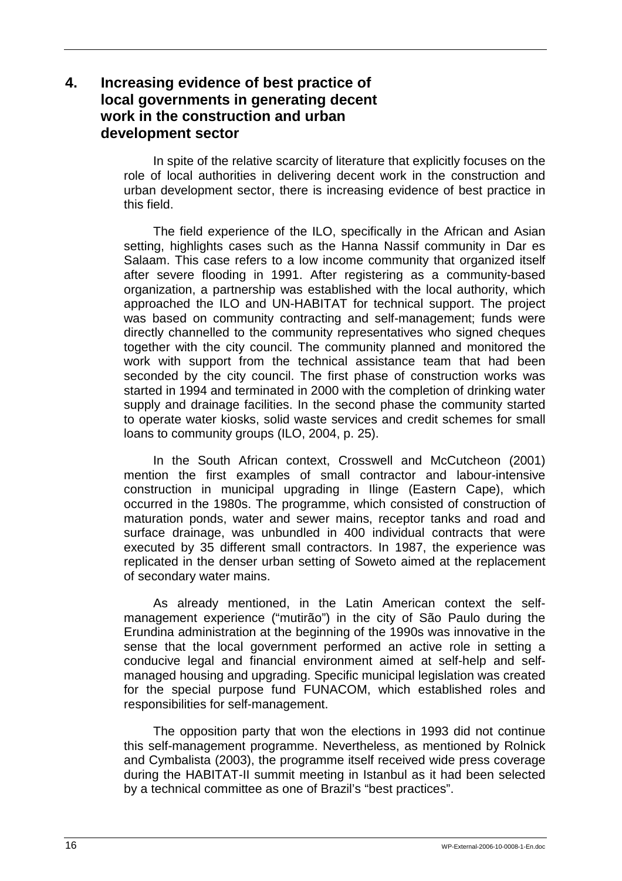## 4. Increasing evidence of best practice of local governments in generating decent work in the construction and urban development sector

In spite of the relative scarcity of literature that explicitly focuses on the role of local authorities in delivering decent work in the construction and urban development sector, there is increasing evidence of best practice in this field.

The field experience of the ILO, specifically in the African and Asian setting, highlights cases such as the Hanna Nassif community in Dar es Salaam. This case refers to a low income community that organized itself after severe flooding in 1991. After registering as a community-based organization, a partnership was established with the local authority, which approached the ILO and UN-HABITAT for technical support. The project was based on community contracting and self-management; funds were directly channelled to the community representatives who signed cheques together with the city council. The community planned and monitored the work with support from the technical assistance team that had been seconded by the city council. The first phase of construction works was started in 1994 and terminated in 2000 with the completion of drinking water supply and drainage facilities. In the second phase the community started to operate water kiosks, solid waste services and credit schemes for small loans to community groups (ILO, 2004, p. 25).

In the South African context, Crosswell and McCutcheon (2001) mention the first examples of small contractor and labour-intensive construction in municipal upgrading in Ilinge (Eastern Cape), which occurred in the 1980s. The programme, which consisted of construction of maturation ponds, water and sewer mains, receptor tanks and road and surface drainage, was unbundled in 400 individual contracts that were executed by 35 different small contractors. In 1987, the experience was replicated in the denser urban setting of Soweto aimed at the replacement of secondary water mains.

As already mentioned, in the Latin American context the self-management experience ("mutirão") in the city of São Paulo during the Erundina administration at the beginning of the 1990s was innovative in the sense that the local government performed an active role in setting a conducive legal and financial environment aimed at self-help and self-managed housing and upgrading. Specific municipal legislation was created for the special purpose fund FUNACOM, which established roles and responsibilities for self-management.

The opposition party that won the elections in 1993 did not continue this self-management programme. Nevertheless, as mentioned by Rolnick and Cymbalista (2003), the programme itself received wide press coverage during the HABITAT-II summit meeting in Istanbul as it had been selected by a technical committee as one of Brazil's "best practices".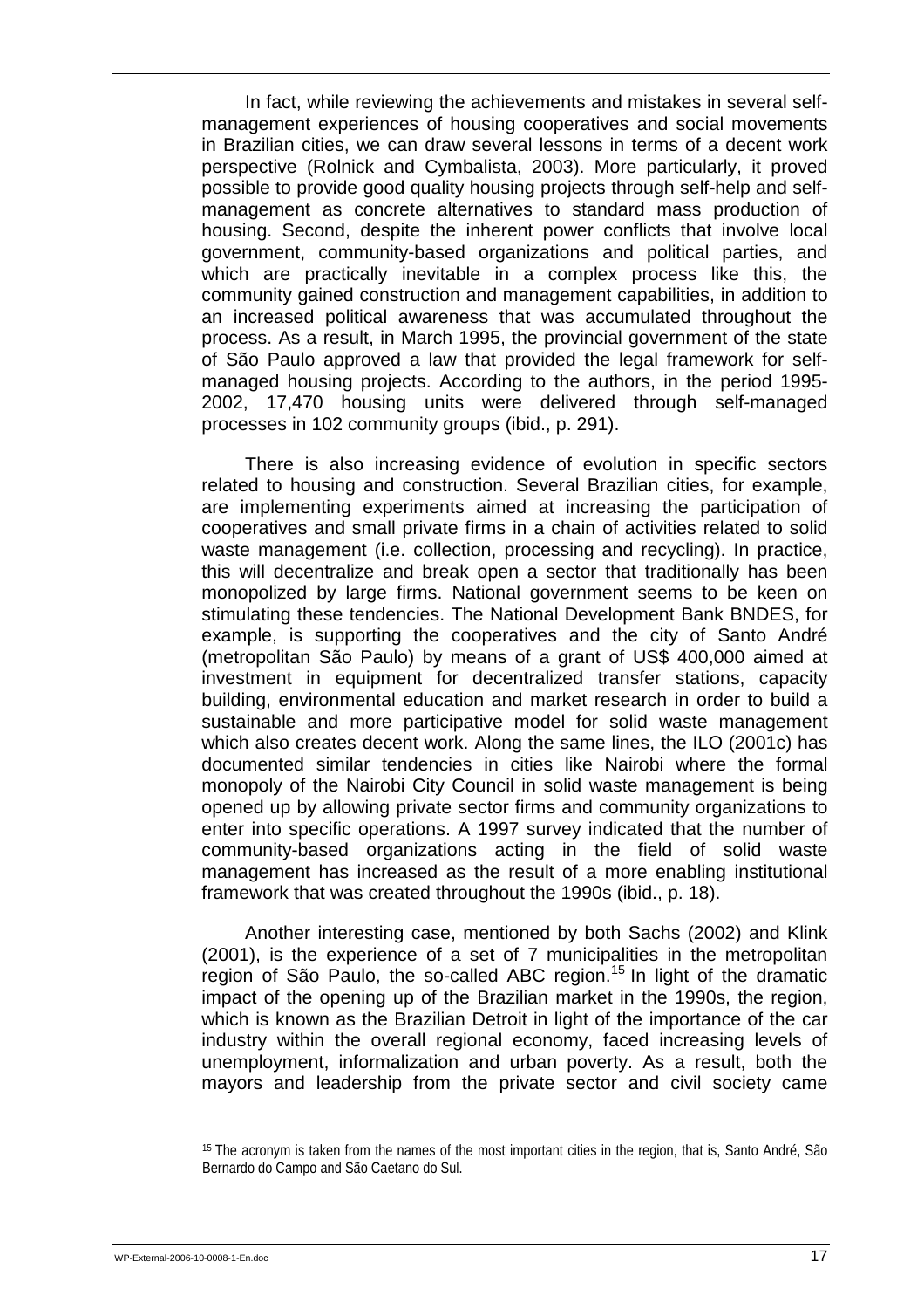In fact, while reviewing the achievements and mistakes in several self-management experiences of housing cooperatives and social movements in Brazilian cities, we can draw several lessons in terms of a decent work perspective (Rolnick and Cymbalista, 2003). More particularly, it proved possible to provide good quality housing projects through self-help and self-management as concrete alternatives to standard mass production of housing. Second, despite the inherent power conflicts that involve local government, community-based organizations and political parties, and which are practically inevitable in a complex process like this, the community gained construction and management capabilities, in addition to an increased political awareness that was accumulated throughout the process. As a result, in March 1995, the provincial government of the state of São Paulo approved a law that provided the legal framework for self-managed housing projects. According to the authors, in the period 1995-2002, 17,470 housing units were delivered through self-managed processes in 102 community groups (ibid., p. 291).

There is also increasing evidence of evolution in specific sectors related to housing and construction. Several Brazilian cities, for example, are implementing experiments aimed at increasing the participation of cooperatives and small private firms in a chain of activities related to solid waste management (i.e. collection, processing and recycling). In practice, this will decentralize and break open a sector that traditionally has been monopolized by large firms. National government seems to be keen on stimulating these tendencies. The National Development Bank BNDES, for example, is supporting the cooperatives and the city of Santo André (metropolitan São Paulo) by means of a grant of US$ 400,000 aimed at investment in equipment for decentralized transfer stations, capacity building, environmental education and market research in order to build a sustainable and more participative model for solid waste management which also creates decent work. Along the same lines, the ILO (2001c) has documented similar tendencies in cities like Nairobi where the formal monopoly of the Nairobi City Council in solid waste management is being opened up by allowing private sector firms and community organizations to enter into specific operations. A 1997 survey indicated that the number of community-based organizations acting in the field of solid waste management has increased as the result of a more enabling institutional framework that was created throughout the 1990s (ibid., p. 18).

Another interesting case, mentioned by both Sachs (2002) and Klink (2001), is the experience of a set of 7 municipalities in the metropolitan region of São Paulo, the so-called ABC region.[15] In light of the dramatic impact of the opening up of the Brazilian market in the 1990s, the region, which is known as the Brazilian Detroit in light of the importance of the car industry within the overall regional economy, faced increasing levels of unemployment, informalization and urban poverty. As a result, both the mayors and leadership from the private sector and civil society came

[15] The acronym is taken from the names of the most important cities in the region, that is, Santo André, São Bernardo do Campo and São Caetano do Sul.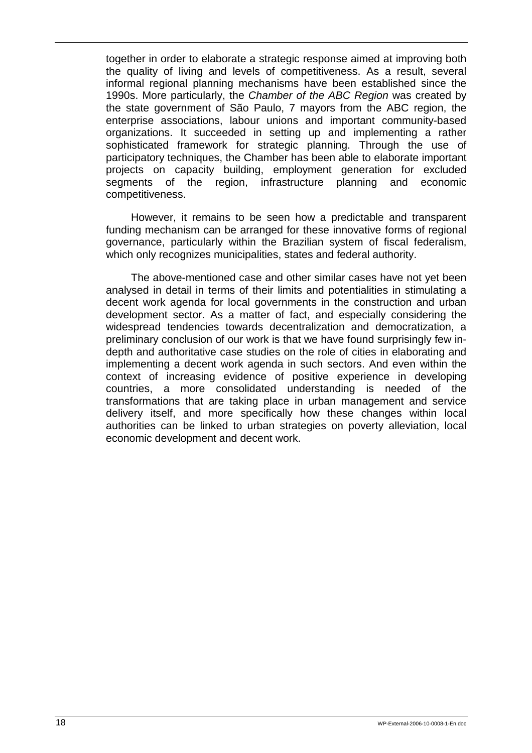together in order to elaborate a strategic response aimed at improving both the quality of living and levels of competitiveness. As a result, several informal regional planning mechanisms have been established since the 1990s. More particularly, the *Chamber of the ABC Region* was created by the state government of São Paulo, 7 mayors from the ABC region, the enterprise associations, labour unions and important community-based organizations. It succeeded in setting up and implementing a rather sophisticated framework for strategic planning. Through the use of participatory techniques, the Chamber has been able to elaborate important projects on capacity building, employment generation for excluded segments of the region, infrastructure planning and economic competitiveness.

However, it remains to be seen how a predictable and transparent funding mechanism can be arranged for these innovative forms of regional governance, particularly within the Brazilian system of fiscal federalism, which only recognizes municipalities, states and federal authority.

The above-mentioned case and other similar cases have not yet been analysed in detail in terms of their limits and potentialities in stimulating a decent work agenda for local governments in the construction and urban development sector. As a matter of fact, and especially considering the widespread tendencies towards decentralization and democratization, a preliminary conclusion of our work is that we have found surprisingly few in-depth and authoritative case studies on the role of cities in elaborating and implementing a decent work agenda in such sectors. And even within the context of increasing evidence of positive experience in developing countries, a more consolidated understanding is needed of the transformations that are taking place in urban management and service delivery itself, and more specifically how these changes within local authorities can be linked to urban strategies on poverty alleviation, local economic development and decent work.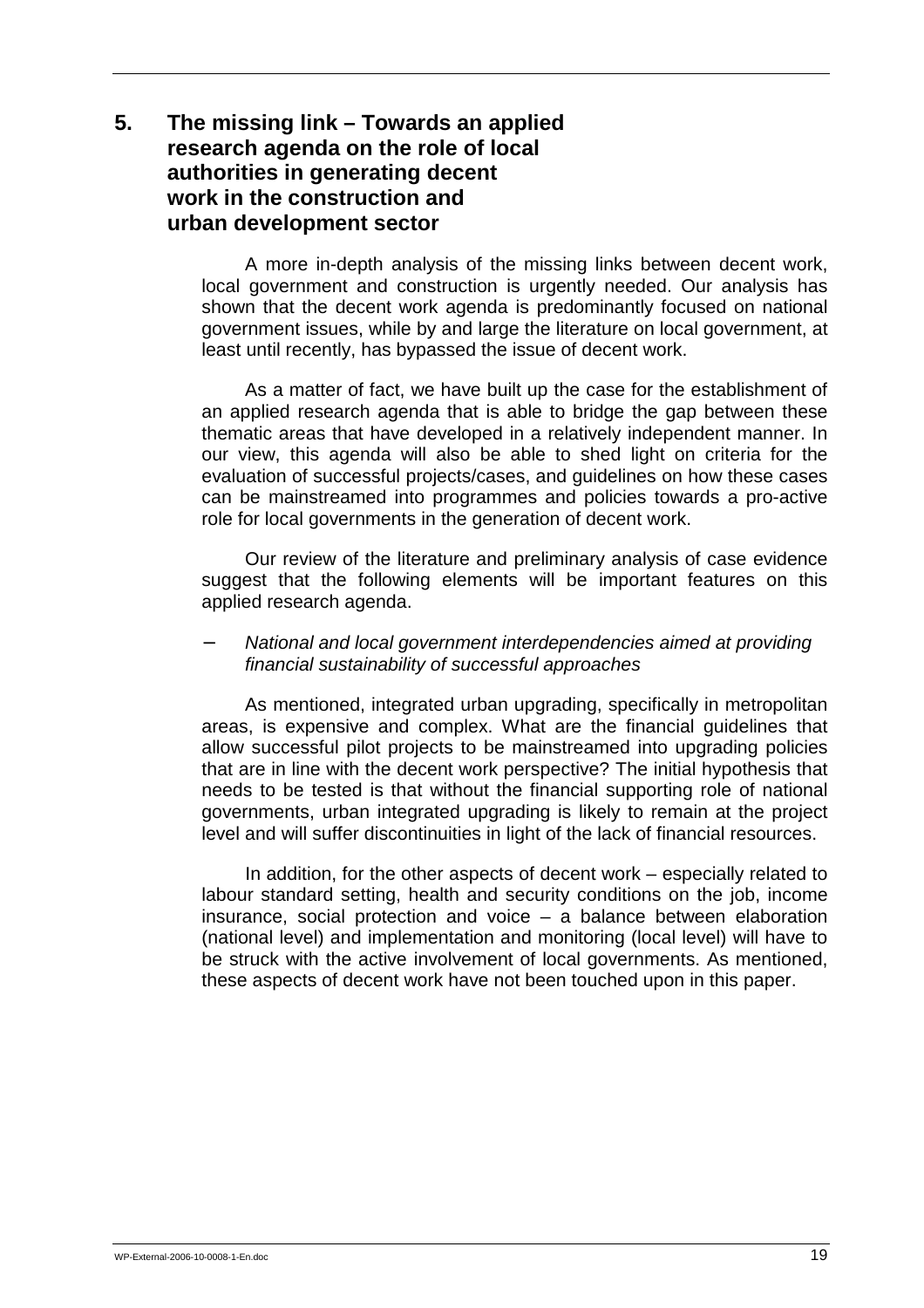# 5. The missing link – Towards an applied research agenda on the role of local authorities in generating decent work in the construction and urban development sector

A more in-depth analysis of the missing links between decent work, local government and construction is urgently needed. Our analysis has shown that the decent work agenda is predominantly focused on national government issues, while by and large the literature on local government, at least until recently, has bypassed the issue of decent work.

As a matter of fact, we have built up the case for the establishment of an applied research agenda that is able to bridge the gap between these thematic areas that have developed in a relatively independent manner. In our view, this agenda will also be able to shed light on criteria for the evaluation of successful projects/cases, and guidelines on how these cases can be mainstreamed into programmes and policies towards a pro-active role for local governments in the generation of decent work.

Our review of the literature and preliminary analysis of case evidence suggest that the following elements will be important features on this applied research agenda.

– *National and local government interdependencies aimed at providing financial sustainability of successful approaches*

As mentioned, integrated urban upgrading, specifically in metropolitan areas, is expensive and complex. What are the financial guidelines that allow successful pilot projects to be mainstreamed into upgrading policies that are in line with the decent work perspective? The initial hypothesis that needs to be tested is that without the financial supporting role of national governments, urban integrated upgrading is likely to remain at the project level and will suffer discontinuities in light of the lack of financial resources.

In addition, for the other aspects of decent work – especially related to labour standard setting, health and security conditions on the job, income insurance, social protection and voice – a balance between elaboration (national level) and implementation and monitoring (local level) will have to be struck with the active involvement of local governments. As mentioned, these aspects of decent work have not been touched upon in this paper.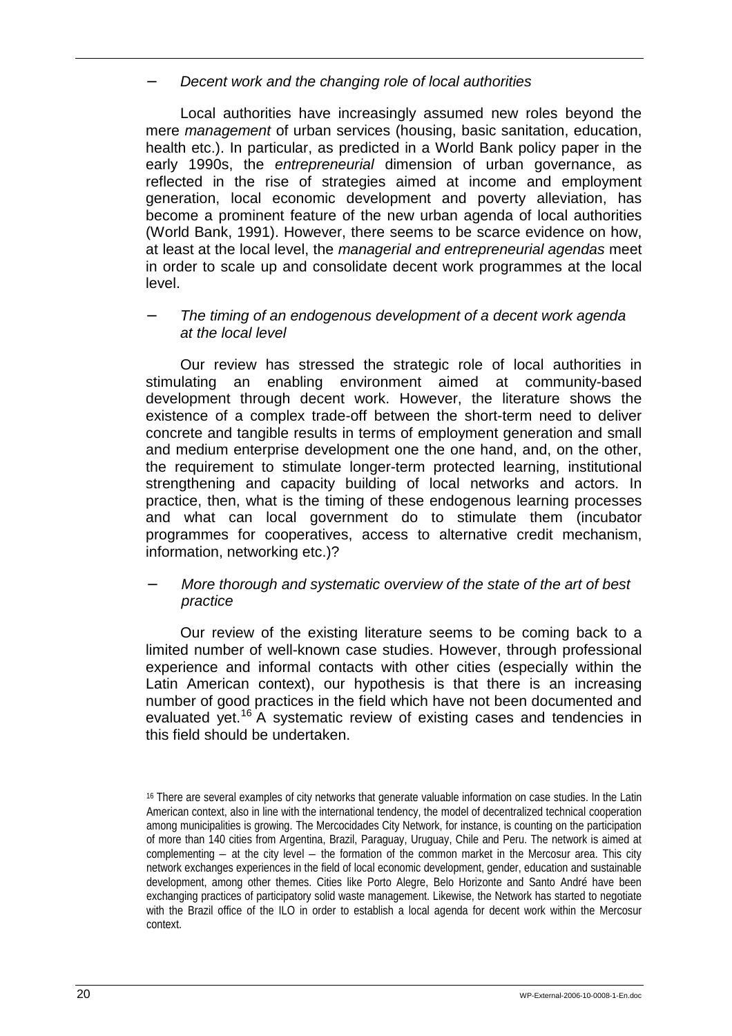− *Decent work and the changing role of local authorities*

Local authorities have increasingly assumed new roles beyond the mere *management* of urban services (housing, basic sanitation, education, health etc.). In particular, as predicted in a World Bank policy paper in the early 1990s, the *entrepreneurial* dimension of urban governance, as reflected in the rise of strategies aimed at income and employment generation, local economic development and poverty alleviation, has become a prominent feature of the new urban agenda of local authorities (World Bank, 1991). However, there seems to be scarce evidence on how, at least at the local level, the *managerial and entrepreneurial agendas* meet in order to scale up and consolidate decent work programmes at the local level.

− *The timing of an endogenous development of a decent work agenda at the local level*

Our review has stressed the strategic role of local authorities in stimulating an enabling environment aimed at community-based development through decent work. However, the literature shows the existence of a complex trade-off between the short-term need to deliver concrete and tangible results in terms of employment generation and small and medium enterprise development one the one hand, and, on the other, the requirement to stimulate longer-term protected learning, institutional strengthening and capacity building of local networks and actors. In practice, then, what is the timing of these endogenous learning processes and what can local government do to stimulate them (incubator programmes for cooperatives, access to alternative credit mechanism, information, networking etc.)?

− *More thorough and systematic overview of the state of the art of best practice*

Our review of the existing literature seems to be coming back to a limited number of well-known case studies. However, through professional experience and informal contacts with other cities (especially within the Latin American context), our hypothesis is that there is an increasing number of good practices in the field which have not been documented and evaluated yet.[16] A systematic review of existing cases and tendencies in this field should be undertaken.

[16] There are several examples of city networks that generate valuable information on case studies. In the Latin American context, also in line with the international tendency, the model of decentralized technical cooperation among municipalities is growing. The Mercocidades City Network, for instance, is counting on the participation of more than 140 cities from Argentina, Brazil, Paraguay, Uruguay, Chile and Peru. The network is aimed at complementing – at the city level – the formation of the common market in the Mercosur area. This city network exchanges experiences in the field of local economic development, gender, education and sustainable development, among other themes. Cities like Porto Alegre, Belo Horizonte and Santo André have been exchanging practices of participatory solid waste management. Likewise, the Network has started to negotiate with the Brazil office of the ILO in order to establish a local agenda for decent work within the Mercosur context.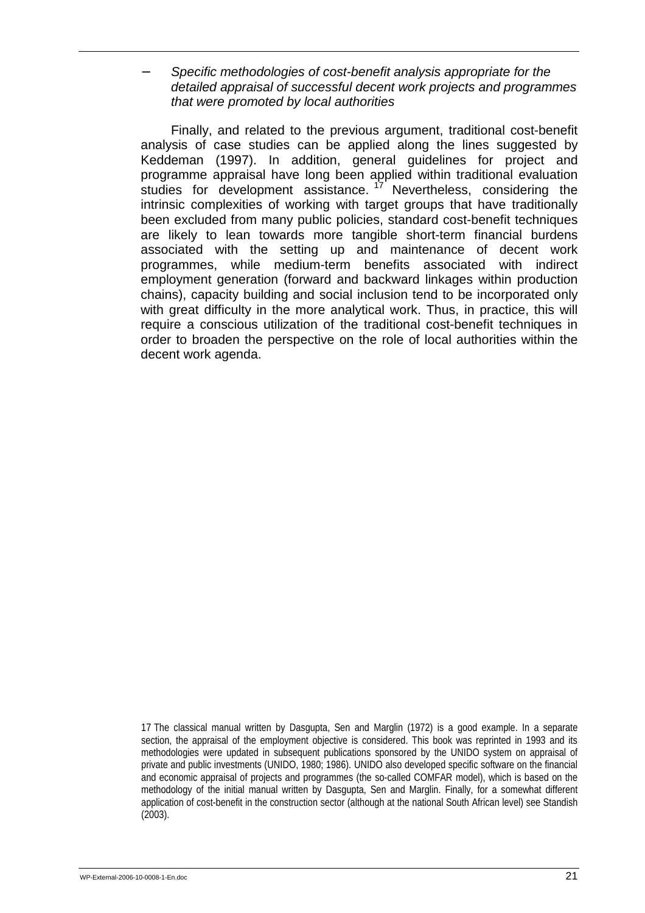- *Specific methodologies of cost-benefit analysis appropriate for the detailed appraisal of successful decent work projects and programmes that were promoted by local authorities*

Finally, and related to the previous argument, traditional cost-benefit analysis of case studies can be applied along the lines suggested by Keddeman (1997). In addition, general guidelines for project and programme appraisal have long been applied within traditional evaluation studies for development assistance.[17] Nevertheless, considering the intrinsic complexities of working with target groups that have traditionally been excluded from many public policies, standard cost-benefit techniques are likely to lean towards more tangible short-term financial burdens associated with the setting up and maintenance of decent work programmes, while medium-term benefits associated with indirect employment generation (forward and backward linkages within production chains), capacity building and social inclusion tend to be incorporated only with great difficulty in the more analytical work. Thus, in practice, this will require a conscious utilization of the traditional cost-benefit techniques in order to broaden the perspective on the role of local authorities within the decent work agenda.

17 The classical manual written by Dasgupta, Sen and Marglin (1972) is a good example. In a separate section, the appraisal of the employment objective is considered. This book was reprinted in 1993 and its methodologies were updated in subsequent publications sponsored by the UNIDO system on appraisal of private and public investments (UNIDO, 1980; 1986). UNIDO also developed specific software on the financial and economic appraisal of projects and programmes (the so-called COMFAR model), which is based on the methodology of the initial manual written by Dasgupta, Sen and Marglin. Finally, for a somewhat different application of cost-benefit in the construction sector (although at the national South African level) see Standish (2003).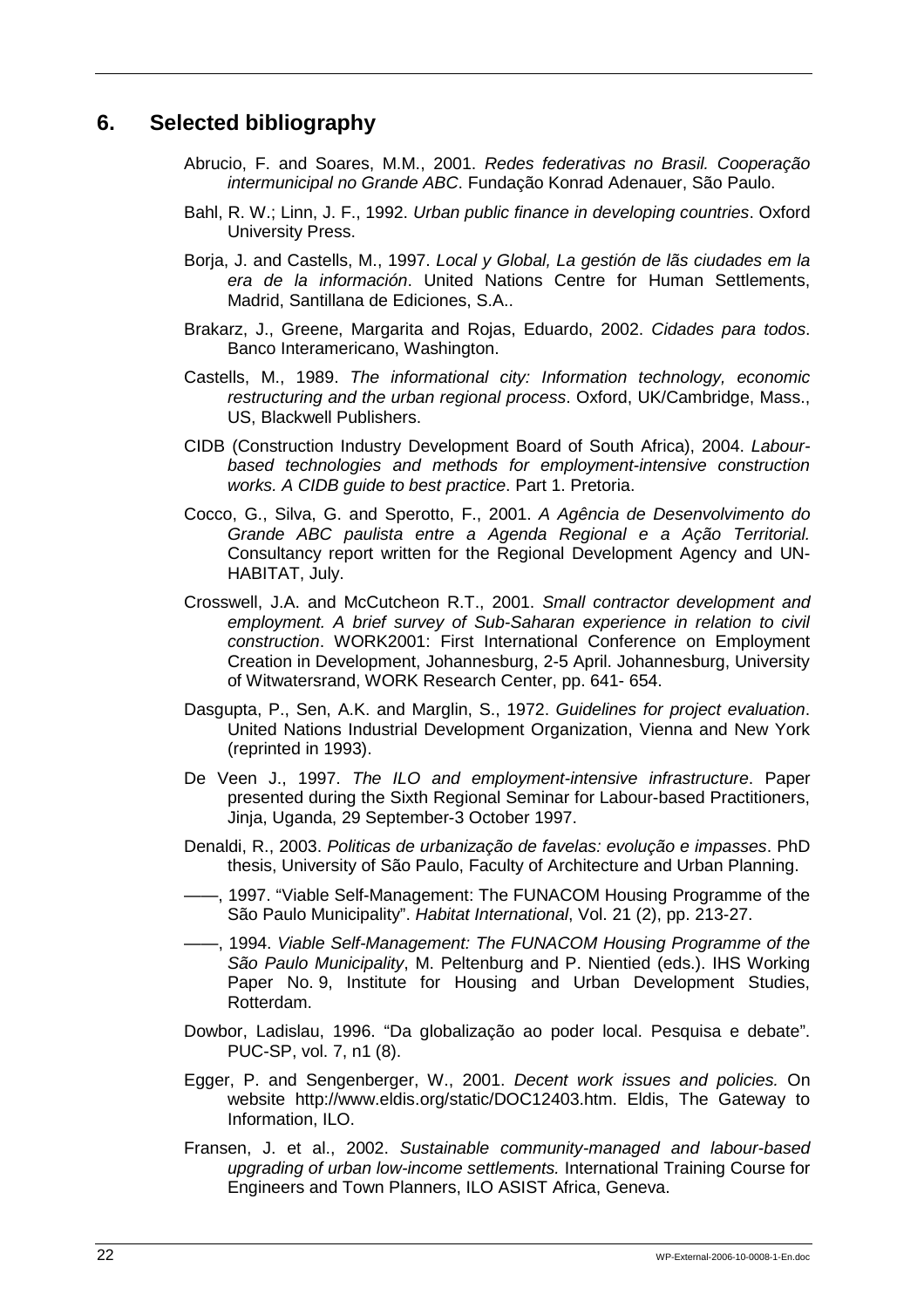## 6. Selected bibliography

Abrucio, F. and Soares, M.M., 2001. *Redes federativas no Brasil. Cooperação intermunicipal no Grande ABC*. Fundação Konrad Adenauer, São Paulo.

Bahl, R. W.; Linn, J. F., 1992. *Urban public finance in developing countries*. Oxford University Press.

Borja, J. and Castells, M., 1997. *Local y Global, La gestión de lãs ciudades em la era de la información*. United Nations Centre for Human Settlements, Madrid, Santillana de Ediciones, S.A..

Brakarz, J., Greene, Margarita and Rojas, Eduardo, 2002. *Cidades para todos*. Banco Interamericano, Washington.

Castells, M., 1989. *The informational city: Information technology, economic restructuring and the urban regional process*. Oxford, UK/Cambridge, Mass., US, Blackwell Publishers.

CIDB (Construction Industry Development Board of South Africa), 2004. *Labour-based technologies and methods for employment-intensive construction works. A CIDB guide to best practice*. Part 1. Pretoria.

Cocco, G., Silva, G. and Sperotto, F., 2001. *A Agência de Desenvolvimento do Grande ABC paulista entre a Agenda Regional e a Ação Territorial.* Consultancy report written for the Regional Development Agency and UN-HABITAT, July.

Crosswell, J.A. and McCutcheon R.T., 2001. *Small contractor development and employment. A brief survey of Sub-Saharan experience in relation to civil construction*. WORK2001: First International Conference on Employment Creation in Development, Johannesburg, 2-5 April. Johannesburg, University of Witwatersrand, WORK Research Center, pp. 641- 654.

Dasgupta, P., Sen, A.K. and Marglin, S., 1972. *Guidelines for project evaluation*. United Nations Industrial Development Organization, Vienna and New York (reprinted in 1993).

De Veen J., 1997. *The ILO and employment-intensive infrastructure*. Paper presented during the Sixth Regional Seminar for Labour-based Practitioners, Jinja, Uganda, 29 September-3 October 1997.

Denaldi, R., 2003. *Politicas de urbanização de favelas: evolução e impasses*. PhD thesis, University of São Paulo, Faculty of Architecture and Urban Planning.

——, 1997. "Viable Self-Management: The FUNACOM Housing Programme of the São Paulo Municipality". *Habitat International*, Vol. 21 (2), pp. 213-27.

——, 1994. *Viable Self-Management: The FUNACOM Housing Programme of the São Paulo Municipality*, M. Peltenburg and P. Nientied (eds.). IHS Working Paper No. 9, Institute for Housing and Urban Development Studies, Rotterdam.

Dowbor, Ladislau, 1996. "Da globalização ao poder local. Pesquisa e debate". PUC-SP, vol. 7, n1 (8).

Egger, P. and Sengenberger, W., 2001. *Decent work issues and policies.* On website http://www.eldis.org/static/DOC12403.htm. Eldis, The Gateway to Information, ILO.

Fransen, J. et al., 2002. *Sustainable community-managed and labour-based upgrading of urban low-income settlements.* International Training Course for Engineers and Town Planners, ILO ASIST Africa, Geneva.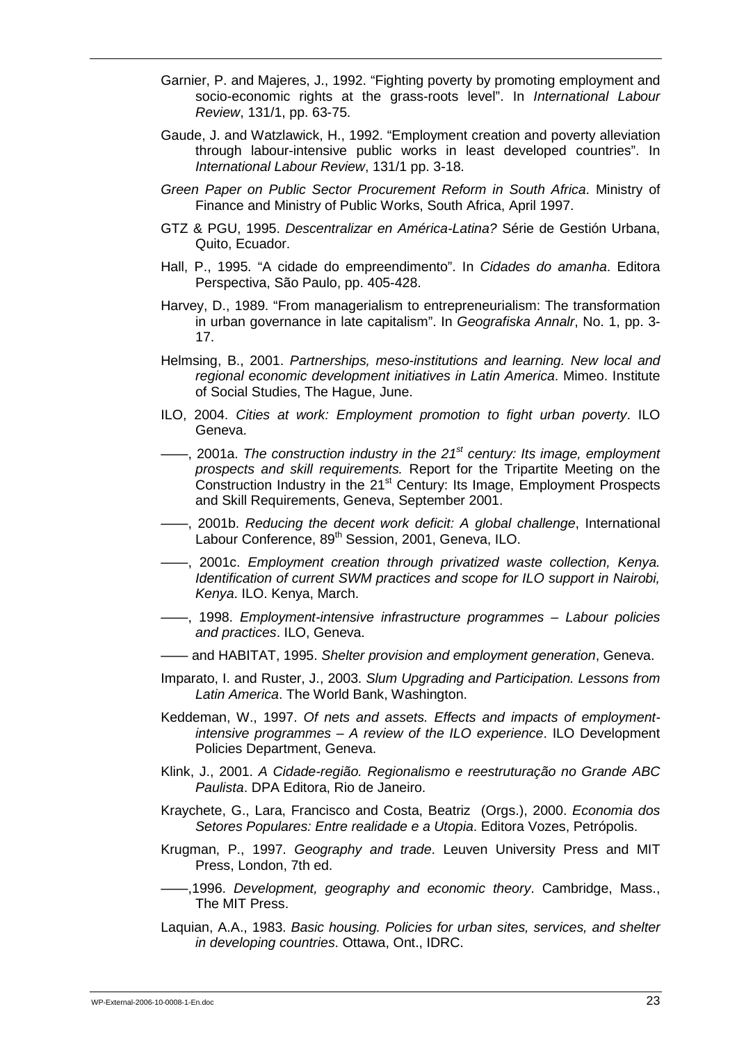Garnier, P. and Majeres, J., 1992. "Fighting poverty by promoting employment and socio-economic rights at the grass-roots level". In *International Labour Review*, 131/1, pp. 63-75.

Gaude, J. and Watzlawick, H., 1992. "Employment creation and poverty alleviation through labour-intensive public works in least developed countries". In *International Labour Review*, 131/1 pp. 3-18.

*Green Paper on Public Sector Procurement Reform in South Africa*. Ministry of Finance and Ministry of Public Works, South Africa, April 1997.

GTZ & PGU, 1995. *Descentralizar en América-Latina?* Série de Gestión Urbana, Quito, Ecuador.

Hall, P., 1995. "A cidade do empreendimento". In *Cidades do amanha*. Editora Perspectiva, São Paulo, pp. 405-428.

Harvey, D., 1989. "From managerialism to entrepreneurialism: The transformation in urban governance in late capitalism". In *Geografiska Annalr*, No. 1, pp. 3-17.

Helmsing, B., 2001. *Partnerships, meso-institutions and learning. New local and regional economic development initiatives in Latin America*. Mimeo. Institute of Social Studies, The Hague, June.

ILO, 2004. *Cities at work: Employment promotion to fight urban poverty*. ILO Geneva.

——, 2001a. *The construction industry in the 21st century: Its image, employment prospects and skill requirements.* Report for the Tripartite Meeting on the Construction Industry in the 21st Century: Its Image, Employment Prospects and Skill Requirements, Geneva, September 2001.

——, 2001b. *Reducing the decent work deficit: A global challenge*, International Labour Conference, 89th Session, 2001, Geneva, ILO.

——, 2001c. *Employment creation through privatized waste collection, Kenya. Identification of current SWM practices and scope for ILO support in Nairobi, Kenya*. ILO. Kenya, March.

——, 1998. *Employment-intensive infrastructure programmes – Labour policies and practices*. ILO, Geneva.

—— and HABITAT, 1995. *Shelter provision and employment generation*, Geneva.

Imparato, I. and Ruster, J., 2003. *Slum Upgrading and Participation. Lessons from Latin America*. The World Bank, Washington.

Keddeman, W., 1997. *Of nets and assets. Effects and impacts of employment-intensive programmes – A review of the ILO experience*. ILO Development Policies Department, Geneva.

Klink, J., 2001. *A Cidade-região. Regionalismo e reestruturação no Grande ABC Paulista*. DPA Editora, Rio de Janeiro.

Kraychete, G., Lara, Francisco and Costa, Beatriz (Orgs.), 2000. *Economia dos Setores Populares: Entre realidade e a Utopia*. Editora Vozes, Petrópolis.

Krugman, P., 1997. *Geography and trade*. Leuven University Press and MIT Press, London, 7th ed.

——,1996. *Development, geography and economic theory*. Cambridge, Mass., The MIT Press.

Laquian, A.A., 1983. *Basic housing. Policies for urban sites, services, and shelter in developing countries*. Ottawa, Ont., IDRC.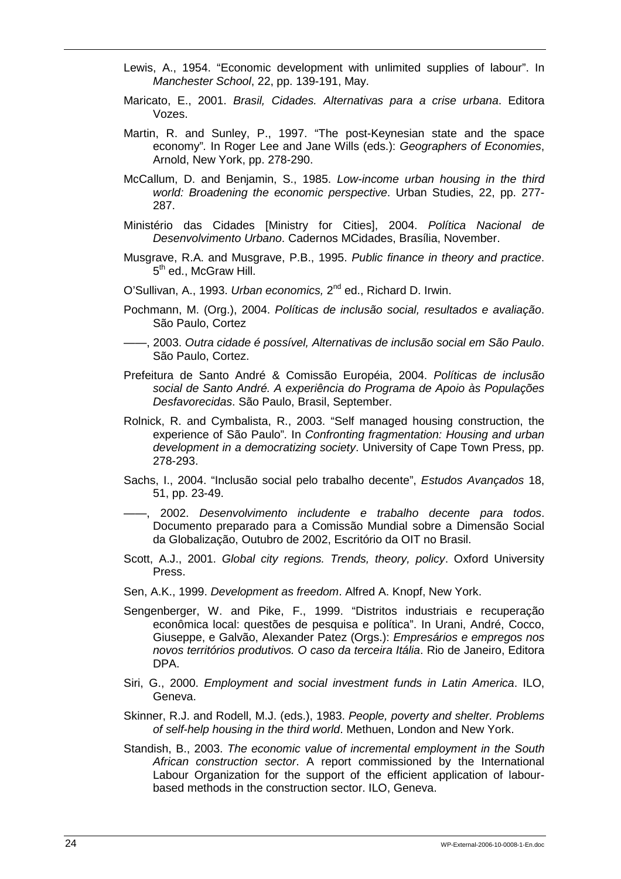Lewis, A., 1954. "Economic development with unlimited supplies of labour". In *Manchester School*, 22, pp. 139-191, May.

Maricato, E., 2001. *Brasil, Cidades. Alternativas para a crise urbana*. Editora Vozes.

Martin, R. and Sunley, P., 1997. "The post-Keynesian state and the space economy". In Roger Lee and Jane Wills (eds.): *Geographers of Economies*, Arnold, New York, pp. 278-290.

McCallum, D. and Benjamin, S., 1985. *Low-income urban housing in the third world: Broadening the economic perspective*. Urban Studies, 22, pp. 277-287.

Ministério das Cidades [Ministry for Cities], 2004. *Política Nacional de Desenvolvimento Urbano*. Cadernos MCidades, Brasília, November.

Musgrave, R.A. and Musgrave, P.B., 1995. *Public finance in theory and practice*. 5th ed., McGraw Hill.

O'Sullivan, A., 1993. *Urban economics,* 2nd ed., Richard D. Irwin.

Pochmann, M. (Org.), 2004. *Políticas de inclusão social, resultados e avaliação*. São Paulo, Cortez

——, 2003. *Outra cidade é possível, Alternativas de inclusão social em São Paulo*. São Paulo, Cortez.

Prefeitura de Santo André & Comissão Européia, 2004. *Políticas de inclusão social de Santo André. A experiência do Programa de Apoio às Populações Desfavorecidas*. São Paulo, Brasil, September.

Rolnick, R. and Cymbalista, R., 2003. "Self managed housing construction, the experience of São Paulo". In *Confronting fragmentation: Housing and urban development in a democratizing society*. University of Cape Town Press, pp. 278-293.

Sachs, I., 2004. "Inclusão social pelo trabalho decente", *Estudos Avançados* 18, 51, pp. 23-49.

——, 2002. *Desenvolvimento includente e trabalho decente para todos*. Documento preparado para a Comissão Mundial sobre a Dimensão Social da Globalização, Outubro de 2002, Escritório da OIT no Brasil.

Scott, A.J., 2001. *Global city regions. Trends, theory, policy*. Oxford University Press.

Sen, A.K., 1999. *Development as freedom*. Alfred A. Knopf, New York.

Sengenberger, W. and Pike, F., 1999. "Distritos industriais e recuperação econômica local: questões de pesquisa e política". In Urani, André, Cocco, Giuseppe, e Galvão, Alexander Patez (Orgs.): *Empresários e empregos nos novos territórios produtivos. O caso da terceira Itália*. Rio de Janeiro, Editora DPA.

Siri, G., 2000. *Employment and social investment funds in Latin America*. ILO, Geneva.

Skinner, R.J. and Rodell, M.J. (eds.), 1983. *People, poverty and shelter. Problems of self-help housing in the third world*. Methuen, London and New York.

Standish, B., 2003. *The economic value of incremental employment in the South African construction sector*. A report commissioned by the International Labour Organization for the support of the efficient application of labour-based methods in the construction sector. ILO, Geneva.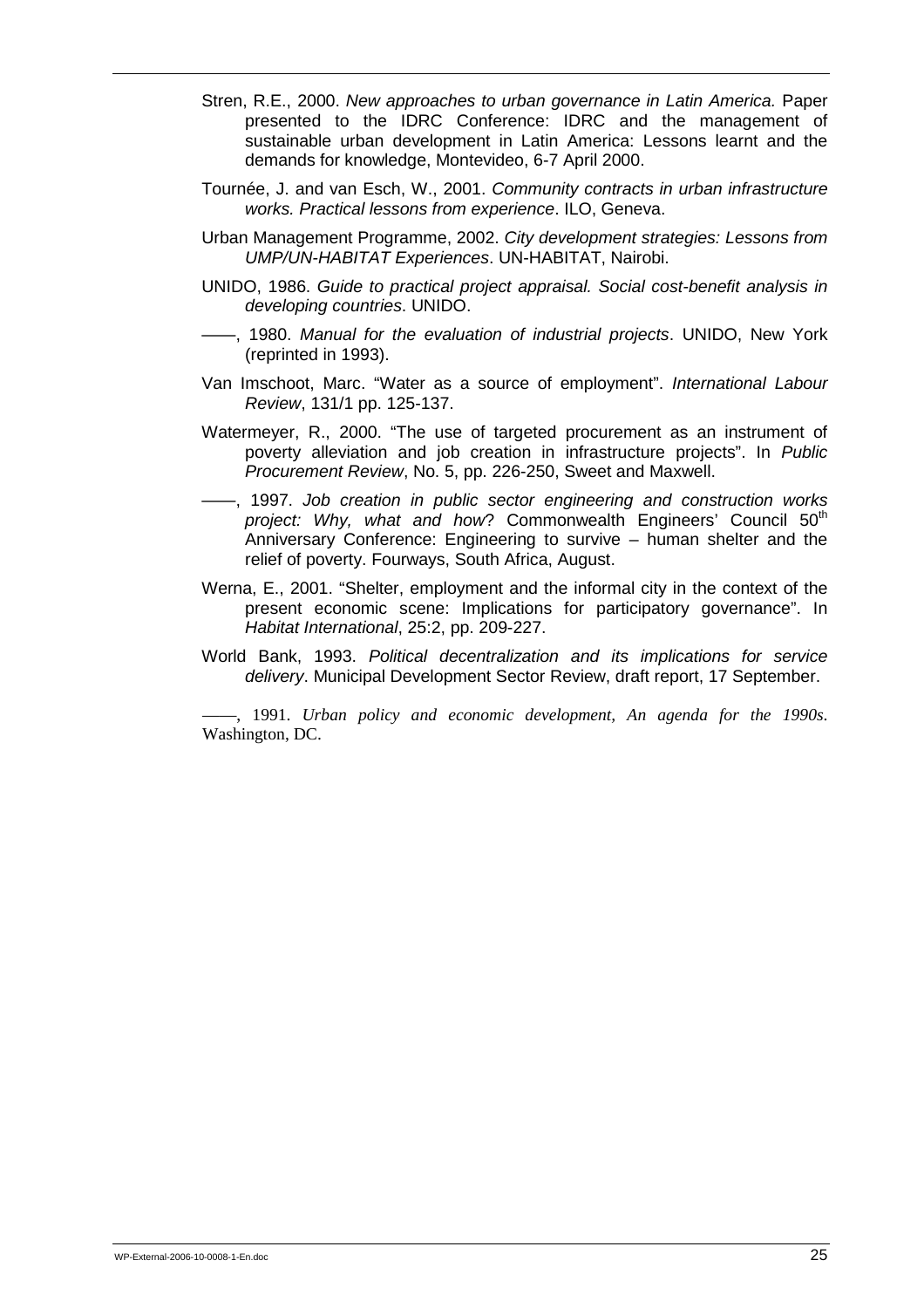Stren, R.E., 2000. *New approaches to urban governance in Latin America.* Paper presented to the IDRC Conference: IDRC and the management of sustainable urban development in Latin America: Lessons learnt and the demands for knowledge, Montevideo, 6-7 April 2000.

Tournée, J. and van Esch, W., 2001. *Community contracts in urban infrastructure works. Practical lessons from experience*. ILO, Geneva.

Urban Management Programme, 2002. *City development strategies: Lessons from UMP/UN-HABITAT Experiences*. UN-HABITAT, Nairobi.

UNIDO, 1986. *Guide to practical project appraisal. Social cost-benefit analysis in developing countries*. UNIDO.

——, 1980. *Manual for the evaluation of industrial projects*. UNIDO, New York (reprinted in 1993).

Van Imschoot, Marc. "Water as a source of employment". *International Labour Review*, 131/1 pp. 125-137.

Watermeyer, R., 2000. "The use of targeted procurement as an instrument of poverty alleviation and job creation in infrastructure projects". In *Public Procurement Review*, No. 5, pp. 226-250, Sweet and Maxwell.

——, 1997. *Job creation in public sector engineering and construction works project: Why, what and how*? Commonwealth Engineers' Council 50th Anniversary Conference: Engineering to survive – human shelter and the relief of poverty. Fourways, South Africa, August.

Werna, E., 2001. "Shelter, employment and the informal city in the context of the present economic scene: Implications for participatory governance". In *Habitat International*, 25:2, pp. 209-227.

World Bank, 1993. *Political decentralization and its implications for service delivery*. Municipal Development Sector Review, draft report, 17 September.

——, 1991. *Urban policy and economic development, An agenda for the 1990s*. Washington, DC.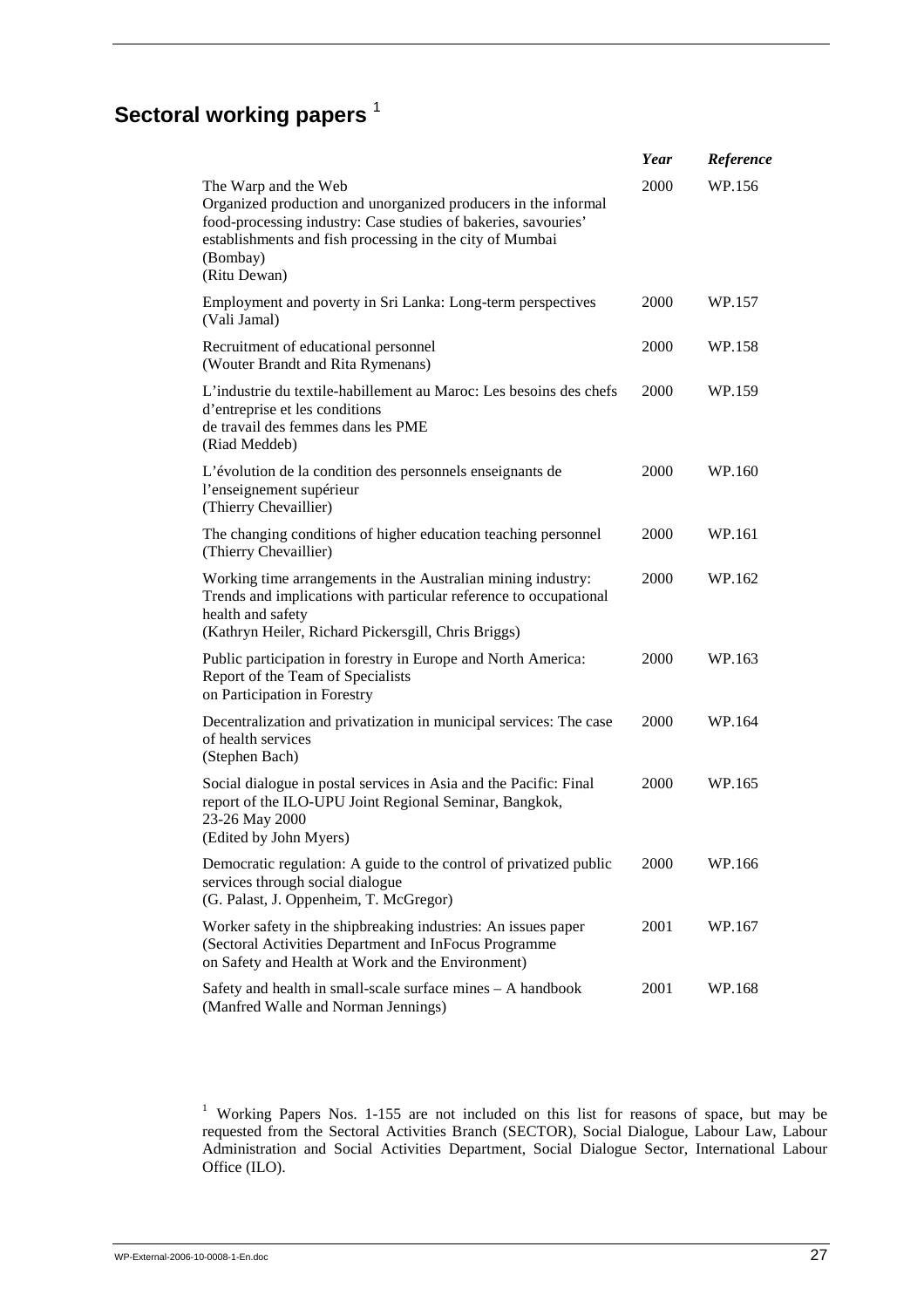## Sectoral working papers [1]

| | *Year* | *Reference* |
|---|---|---|
| The Warp and the Web<br>Organized production and unorganized producers in the informal food-processing industry: Case studies of bakeries, savouries' establishments and fish processing in the city of Mumbai (Bombay)<br>(Ritu Dewan) | 2000 | WP.156 |
| Employment and poverty in Sri Lanka: Long-term perspectives<br>(Vali Jamal) | 2000 | WP.157 |
| Recruitment of educational personnel<br>(Wouter Brandt and Rita Rymenans) | 2000 | WP.158 |
| L'industrie du textile-habillement au Maroc: Les besoins des chefs d'entreprise et les conditions<br>de travail des femmes dans les PME<br>(Riad Meddeb) | 2000 | WP.159 |
| L'évolution de la condition des personnels enseignants de l'enseignement supérieur<br>(Thierry Chevaillier) | 2000 | WP.160 |
| The changing conditions of higher education teaching personnel<br>(Thierry Chevaillier) | 2000 | WP.161 |
| Working time arrangements in the Australian mining industry: Trends and implications with particular reference to occupational health and safety<br>(Kathryn Heiler, Richard Pickersgill, Chris Briggs) | 2000 | WP.162 |
| Public participation in forestry in Europe and North America: Report of the Team of Specialists<br>on Participation in Forestry | 2000 | WP.163 |
| Decentralization and privatization in municipal services: The case of health services<br>(Stephen Bach) | 2000 | WP.164 |
| Social dialogue in postal services in Asia and the Pacific: Final report of the ILO-UPU Joint Regional Seminar, Bangkok,<br>23-26 May 2000<br>(Edited by John Myers) | 2000 | WP.165 |
| Democratic regulation: A guide to the control of privatized public services through social dialogue<br>(G. Palast, J. Oppenheim, T. McGregor) | 2000 | WP.166 |
| Worker safety in the shipbreaking industries: An issues paper<br>(Sectoral Activities Department and InFocus Programme<br>on Safety and Health at Work and the Environment) | 2001 | WP.167 |
| Safety and health in small-scale surface mines – A handbook<br>(Manfred Walle and Norman Jennings) | 2001 | WP.168 |

[1] Working Papers Nos. 1-155 are not included on this list for reasons of space, but may be requested from the Sectoral Activities Branch (SECTOR), Social Dialogue, Labour Law, Labour Administration and Social Activities Department, Social Dialogue Sector, International Labour Office (ILO).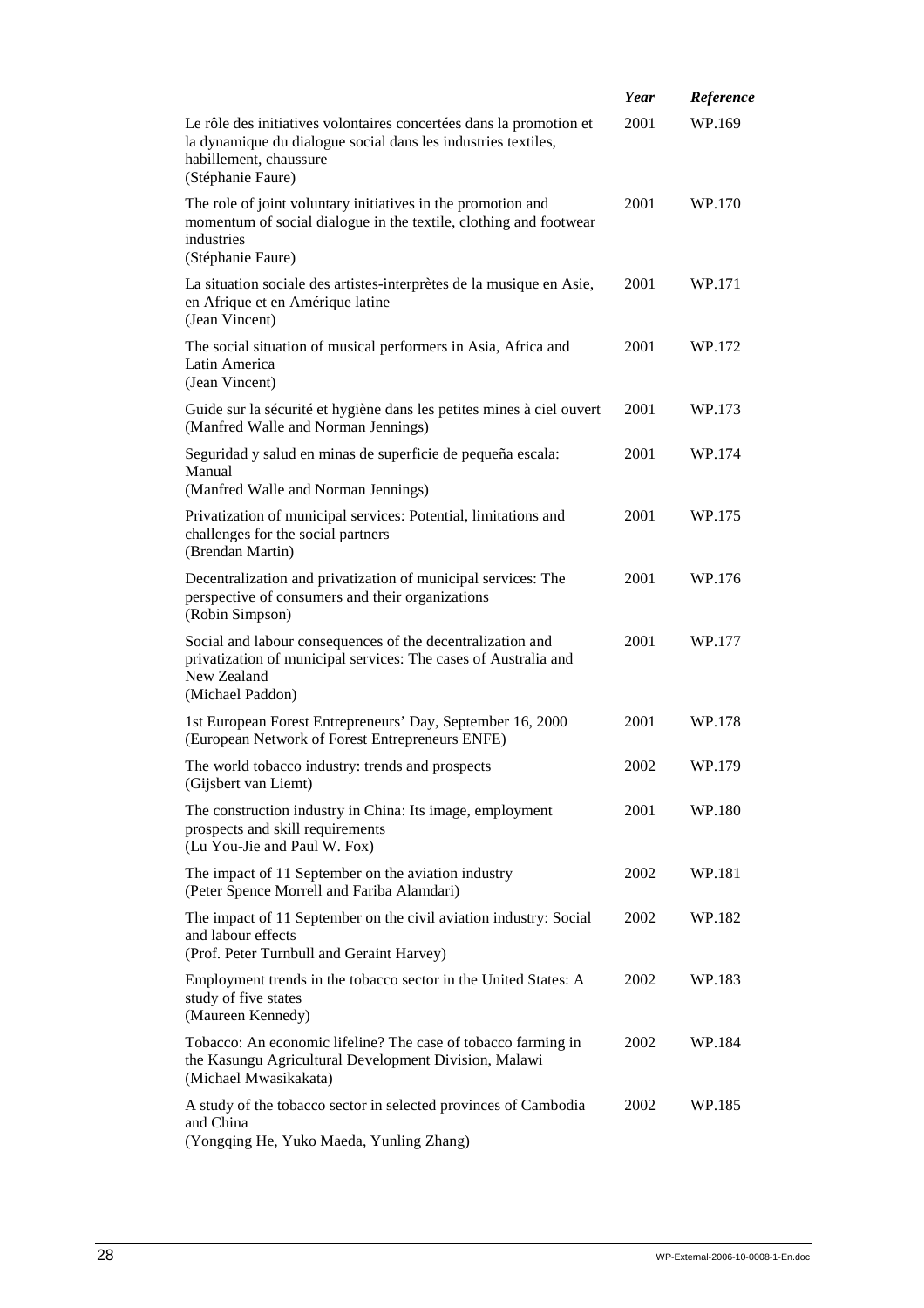| | *Year* | *Reference* |
|---|---|---|
| Le rôle des initiatives volontaires concertées dans la promotion et la dynamique du dialogue social dans les industries textiles, habillement, chaussure (Stéphanie Faure) | 2001 | WP.169 |
| The role of joint voluntary initiatives in the promotion and momentum of social dialogue in the textile, clothing and footwear industries (Stéphanie Faure) | 2001 | WP.170 |
| La situation sociale des artistes-interprètes de la musique en Asie, en Afrique et en Amérique latine (Jean Vincent) | 2001 | WP.171 |
| The social situation of musical performers in Asia, Africa and Latin America (Jean Vincent) | 2001 | WP.172 |
| Guide sur la sécurité et hygiène dans les petites mines à ciel ouvert (Manfred Walle and Norman Jennings) | 2001 | WP.173 |
| Seguridad y salud en minas de superficie de pequeña escala: Manual (Manfred Walle and Norman Jennings) | 2001 | WP.174 |
| Privatization of municipal services: Potential, limitations and challenges for the social partners (Brendan Martin) | 2001 | WP.175 |
| Decentralization and privatization of municipal services: The perspective of consumers and their organizations (Robin Simpson) | 2001 | WP.176 |
| Social and labour consequences of the decentralization and privatization of municipal services: The cases of Australia and New Zealand (Michael Paddon) | 2001 | WP.177 |
| 1st European Forest Entrepreneurs' Day, September 16, 2000 (European Network of Forest Entrepreneurs ENFE) | 2001 | WP.178 |
| The world tobacco industry: trends and prospects (Gijsbert van Liemt) | 2002 | WP.179 |
| The construction industry in China: Its image, employment prospects and skill requirements (Lu You-Jie and Paul W. Fox) | 2001 | WP.180 |
| The impact of 11 September on the aviation industry (Peter Spence Morrell and Fariba Alamdari) | 2002 | WP.181 |
| The impact of 11 September on the civil aviation industry: Social and labour effects (Prof. Peter Turnbull and Geraint Harvey) | 2002 | WP.182 |
| Employment trends in the tobacco sector in the United States: A study of five states (Maureen Kennedy) | 2002 | WP.183 |
| Tobacco: An economic lifeline? The case of tobacco farming in the Kasungu Agricultural Development Division, Malawi (Michael Mwasikakata) | 2002 | WP.184 |
| A study of the tobacco sector in selected provinces of Cambodia and China (Yongqing He, Yuko Maeda, Yunling Zhang) | 2002 | WP.185 |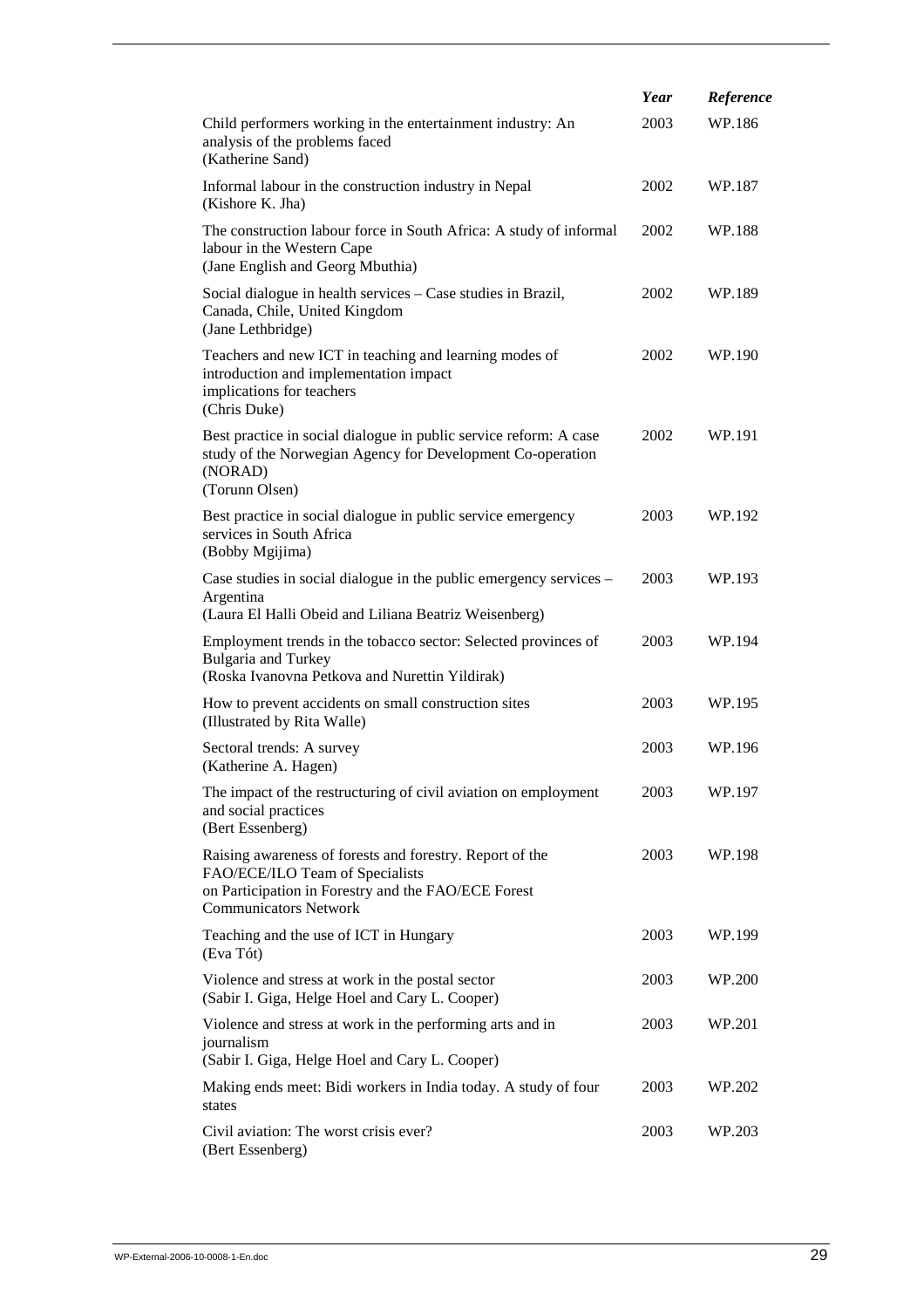| | *Year* | *Reference* |
|---|---|---|
| Child performers working in the entertainment industry: An analysis of the problems faced (Katherine Sand) | 2003 | WP.186 |
| Informal labour in the construction industry in Nepal (Kishore K. Jha) | 2002 | WP.187 |
| The construction labour force in South Africa: A study of informal labour in the Western Cape (Jane English and Georg Mbuthia) | 2002 | WP.188 |
| Social dialogue in health services – Case studies in Brazil, Canada, Chile, United Kingdom (Jane Lethbridge) | 2002 | WP.189 |
| Teachers and new ICT in teaching and learning modes of introduction and implementation impact implications for teachers (Chris Duke) | 2002 | WP.190 |
| Best practice in social dialogue in public service reform: A case study of the Norwegian Agency for Development Co-operation (NORAD) (Torunn Olsen) | 2002 | WP.191 |
| Best practice in social dialogue in public service emergency services in South Africa (Bobby Mgijima) | 2003 | WP.192 |
| Case studies in social dialogue in the public emergency services – Argentina (Laura El Halli Obeid and Liliana Beatriz Weisenberg) | 2003 | WP.193 |
| Employment trends in the tobacco sector: Selected provinces of Bulgaria and Turkey (Roska Ivanovna Petkova and Nurettin Yildirak) | 2003 | WP.194 |
| How to prevent accidents on small construction sites (Illustrated by Rita Walle) | 2003 | WP.195 |
| Sectoral trends: A survey (Katherine A. Hagen) | 2003 | WP.196 |
| The impact of the restructuring of civil aviation on employment and social practices (Bert Essenberg) | 2003 | WP.197 |
| Raising awareness of forests and forestry. Report of the FAO/ECE/ILO Team of Specialists on Participation in Forestry and the FAO/ECE Forest Communicators Network | 2003 | WP.198 |
| Teaching and the use of ICT in Hungary (Eva Tót) | 2003 | WP.199 |
| Violence and stress at work in the postal sector (Sabir I. Giga, Helge Hoel and Cary L. Cooper) | 2003 | WP.200 |
| Violence and stress at work in the performing arts and in journalism (Sabir I. Giga, Helge Hoel and Cary L. Cooper) | 2003 | WP.201 |
| Making ends meet: Bidi workers in India today. A study of four states | 2003 | WP.202 |
| Civil aviation: The worst crisis ever? (Bert Essenberg) | 2003 | WP.203 |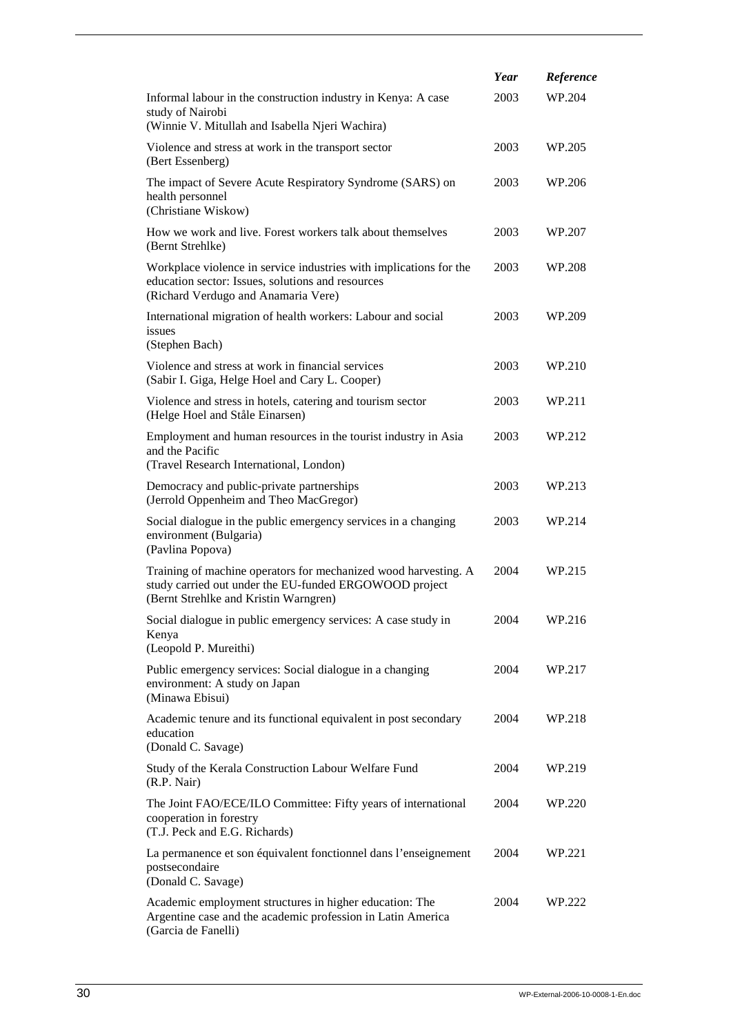| | *Year* | *Reference* |
|---|---|---|
| Informal labour in the construction industry in Kenya: A case study of Nairobi<br>(Winnie V. Mitullah and Isabella Njeri Wachira) | 2003 | WP.204 |
| Violence and stress at work in the transport sector<br>(Bert Essenberg) | 2003 | WP.205 |
| The impact of Severe Acute Respiratory Syndrome (SARS) on health personnel<br>(Christiane Wiskow) | 2003 | WP.206 |
| How we work and live. Forest workers talk about themselves<br>(Bernt Strehlke) | 2003 | WP.207 |
| Workplace violence in service industries with implications for the education sector: Issues, solutions and resources<br>(Richard Verdugo and Anamaria Vere) | 2003 | WP.208 |
| International migration of health workers: Labour and social issues<br>(Stephen Bach) | 2003 | WP.209 |
| Violence and stress at work in financial services<br>(Sabir I. Giga, Helge Hoel and Cary L. Cooper) | 2003 | WP.210 |
| Violence and stress in hotels, catering and tourism sector<br>(Helge Hoel and Ståle Einarsen) | 2003 | WP.211 |
| Employment and human resources in the tourist industry in Asia and the Pacific<br>(Travel Research International, London) | 2003 | WP.212 |
| Democracy and public-private partnerships<br>(Jerrold Oppenheim and Theo MacGregor) | 2003 | WP.213 |
| Social dialogue in the public emergency services in a changing environment (Bulgaria)<br>(Pavlina Popova) | 2003 | WP.214 |
| Training of machine operators for mechanized wood harvesting. A study carried out under the EU-funded ERGOWOOD project<br>(Bernt Strehlke and Kristin Warngren) | 2004 | WP.215 |
| Social dialogue in public emergency services: A case study in Kenya<br>(Leopold P. Mureithi) | 2004 | WP.216 |
| Public emergency services: Social dialogue in a changing environment: A study on Japan<br>(Minawa Ebisui) | 2004 | WP.217 |
| Academic tenure and its functional equivalent in post secondary education<br>(Donald C. Savage) | 2004 | WP.218 |
| Study of the Kerala Construction Labour Welfare Fund<br>(R.P. Nair) | 2004 | WP.219 |
| The Joint FAO/ECE/ILO Committee: Fifty years of international cooperation in forestry<br>(T.J. Peck and E.G. Richards) | 2004 | WP.220 |
| La permanence et son équivalent fonctionnel dans l'enseignement postsecondaire<br>(Donald C. Savage) | 2004 | WP.221 |
| Academic employment structures in higher education: The Argentine case and the academic profession in Latin America<br>(Garcia de Fanelli) | 2004 | WP.222 |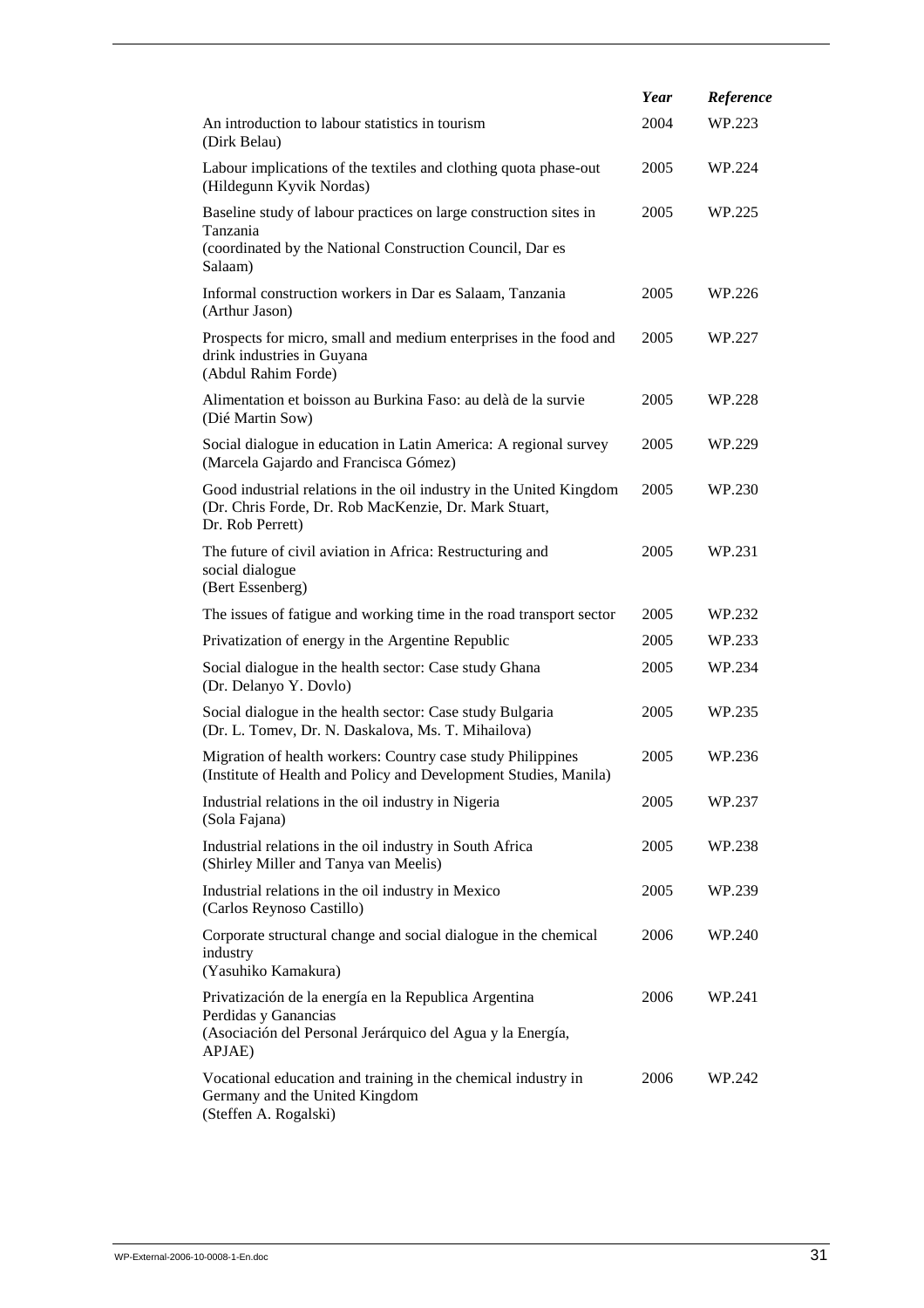| | *Year* | *Reference* |
|---|---|---|
| An introduction to labour statistics in tourism (Dirk Belau) | 2004 | WP.223 |
| Labour implications of the textiles and clothing quota phase-out (Hildegunn Kyvik Nordas) | 2005 | WP.224 |
| Baseline study of labour practices on large construction sites in Tanzania (coordinated by the National Construction Council, Dar es Salaam) | 2005 | WP.225 |
| Informal construction workers in Dar es Salaam, Tanzania (Arthur Jason) | 2005 | WP.226 |
| Prospects for micro, small and medium enterprises in the food and drink industries in Guyana (Abdul Rahim Forde) | 2005 | WP.227 |
| Alimentation et boisson au Burkina Faso: au delà de la survie (Dié Martin Sow) | 2005 | WP.228 |
| Social dialogue in education in Latin America: A regional survey (Marcela Gajardo and Francisca Gómez) | 2005 | WP.229 |
| Good industrial relations in the oil industry in the United Kingdom (Dr. Chris Forde, Dr. Rob MacKenzie, Dr. Mark Stuart, Dr. Rob Perrett) | 2005 | WP.230 |
| The future of civil aviation in Africa: Restructuring and social dialogue (Bert Essenberg) | 2005 | WP.231 |
| The issues of fatigue and working time in the road transport sector | 2005 | WP.232 |
| Privatization of energy in the Argentine Republic | 2005 | WP.233 |
| Social dialogue in the health sector: Case study Ghana (Dr. Delanyo Y. Dovlo) | 2005 | WP.234 |
| Social dialogue in the health sector: Case study Bulgaria (Dr. L. Tomev, Dr. N. Daskalova, Ms. T. Mihailova) | 2005 | WP.235 |
| Migration of health workers: Country case study Philippines (Institute of Health and Policy and Development Studies, Manila) | 2005 | WP.236 |
| Industrial relations in the oil industry in Nigeria (Sola Fajana) | 2005 | WP.237 |
| Industrial relations in the oil industry in South Africa (Shirley Miller and Tanya van Meelis) | 2005 | WP.238 |
| Industrial relations in the oil industry in Mexico (Carlos Reynoso Castillo) | 2005 | WP.239 |
| Corporate structural change and social dialogue in the chemical industry (Yasuhiko Kamakura) | 2006 | WP.240 |
| Privatización de la energía en la Republica Argentina Perdidas y Ganancias (Asociación del Personal Jerárquico del Agua y la Energía, APJAE) | 2006 | WP.241 |
| Vocational education and training in the chemical industry in Germany and the United Kingdom (Steffen A. Rogalski) | 2006 | WP.242 |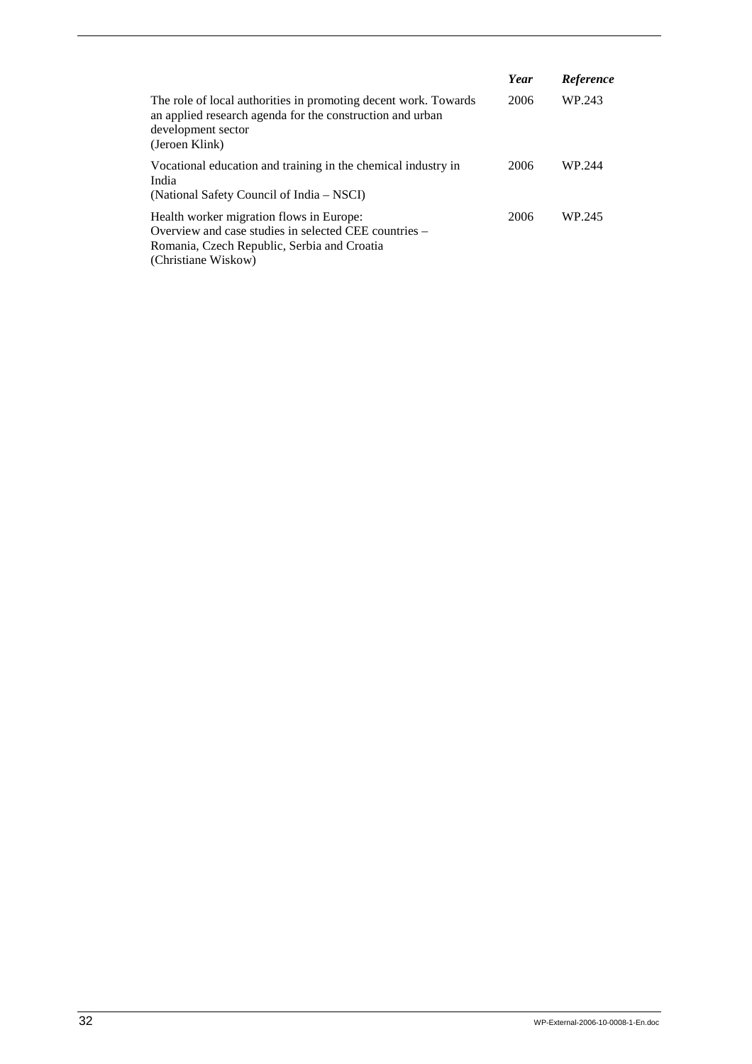| | *Year* | *Reference* |
|---|---|---|
| The role of local authorities in promoting decent work. Towards an applied research agenda for the construction and urban development sector (Jeroen Klink) | 2006 | WP.243 |
| Vocational education and training in the chemical industry in India (National Safety Council of India – NSCI) | 2006 | WP.244 |
| Health worker migration flows in Europe: Overview and case studies in selected CEE countries – Romania, Czech Republic, Serbia and Croatia (Christiane Wiskow) | 2006 | WP.245 |